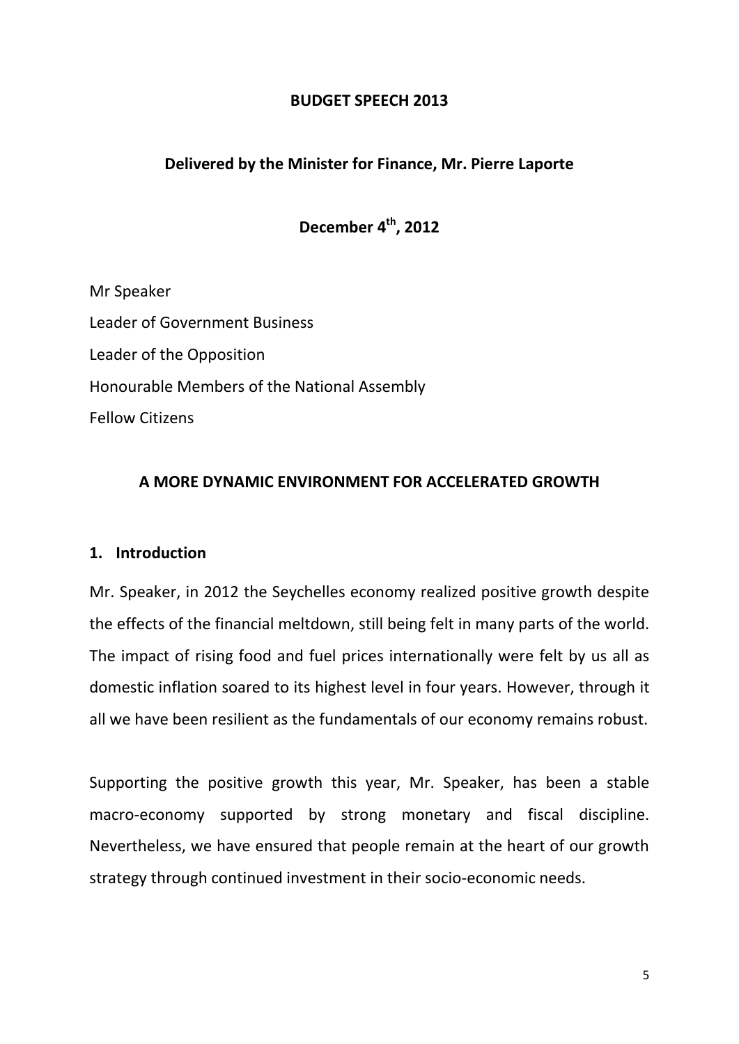# BUDGET SPEECH 2013

**Delivered by the Minister for Finance, Mr. Pierre Laporte**

**December 4th, 2012**

Mr Speaker

Leader of Government Business

Leader of the Opposition

Honourable Members of the National Assembly

Fellow Citizens

## A MORE DYNAMIC ENVIRONMENT FOR ACCELERATED GROWTH

### 1. Introduction

Mr. Speaker, in 2012 the Seychelles economy realized positive growth despite the effects of the financial meltdown, still being felt in many parts of the world. The impact of rising food and fuel prices internationally were felt by us all as domestic inflation soared to its highest level in four years. However, through it all we have been resilient as the fundamentals of our economy remains robust.

Supporting the positive growth this year, Mr. Speaker, has been a stable macro-economy supported by strong monetary and fiscal discipline. Nevertheless, we have ensured that people remain at the heart of our growth strategy through continued investment in their socio-economic needs.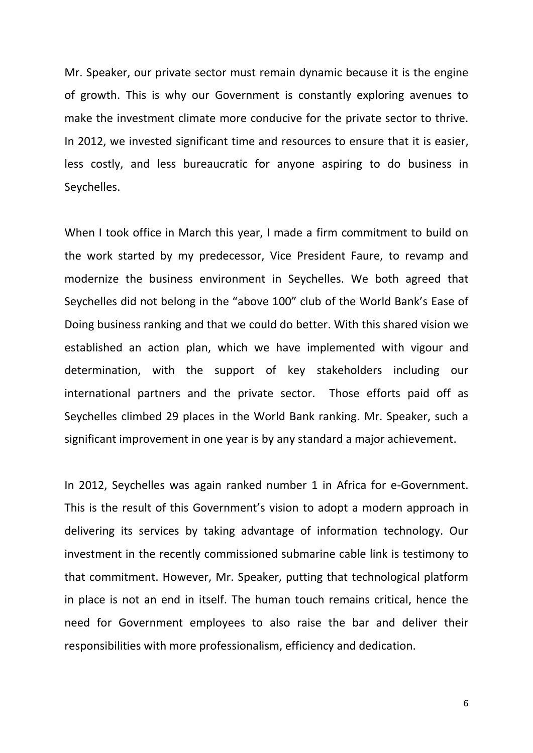Mr. Speaker, our private sector must remain dynamic because it is the engine of growth. This is why our Government is constantly exploring avenues to make the investment climate more conducive for the private sector to thrive. In 2012, we invested significant time and resources to ensure that it is easier, less costly, and less bureaucratic for anyone aspiring to do business in Seychelles.

When I took office in March this year, I made a firm commitment to build on the work started by my predecessor, Vice President Faure, to revamp and modernize the business environment in Seychelles. We both agreed that Seychelles did not belong in the "above 100" club of the World Bank's Ease of Doing business ranking and that we could do better. With this shared vision we established an action plan, which we have implemented with vigour and determination, with the support of key stakeholders including our international partners and the private sector. Those efforts paid off as Seychelles climbed 29 places in the World Bank ranking. Mr. Speaker, such a significant improvement in one year is by any standard a major achievement.

In 2012, Seychelles was again ranked number 1 in Africa for e-Government. This is the result of this Government's vision to adopt a modern approach in delivering its services by taking advantage of information technology. Our investment in the recently commissioned submarine cable link is testimony to that commitment. However, Mr. Speaker, putting that technological platform in place is not an end in itself. The human touch remains critical, hence the need for Government employees to also raise the bar and deliver their responsibilities with more professionalism, efficiency and dedication.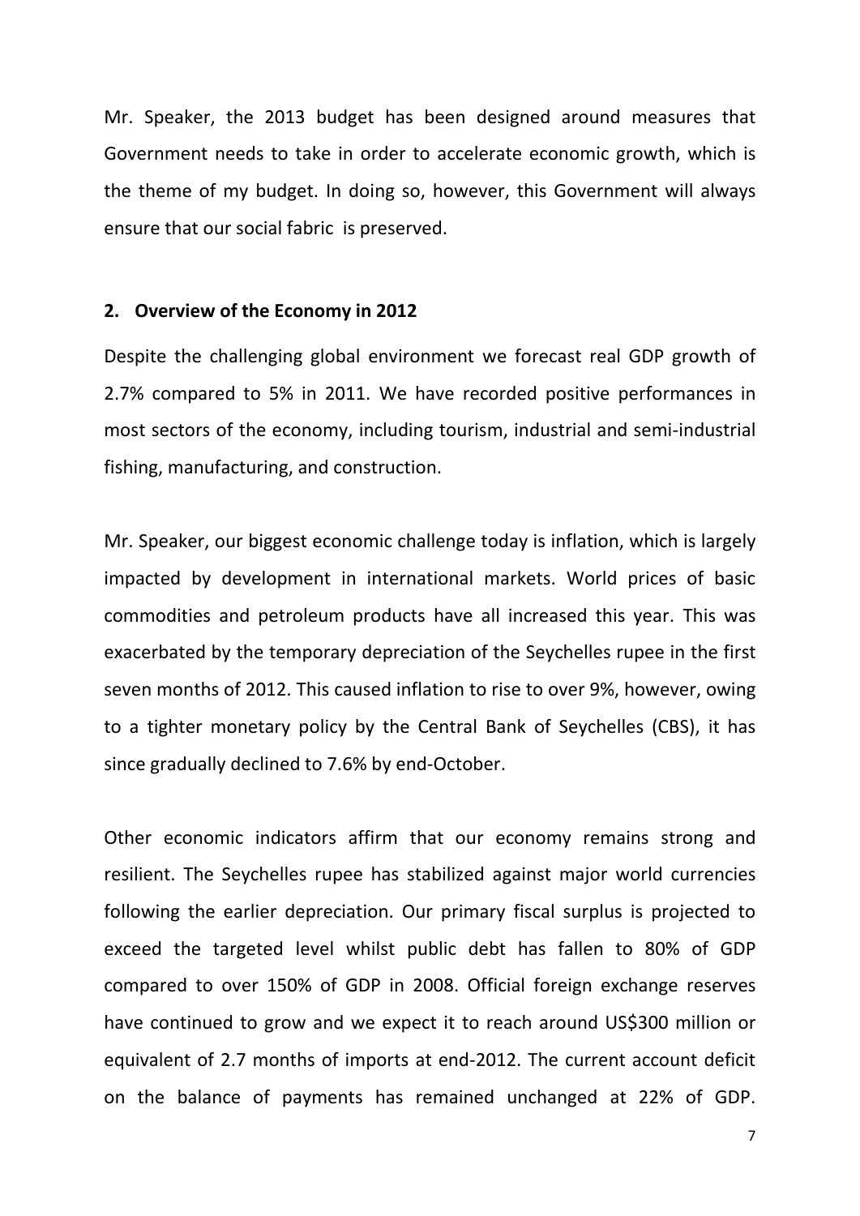Mr. Speaker, the 2013 budget has been designed around measures that Government needs to take in order to accelerate economic growth, which is the theme of my budget. In doing so, however, this Government will always ensure that our social fabric is preserved.

## 2. Overview of the Economy in 2012

Despite the challenging global environment we forecast real GDP growth of 2.7% compared to 5% in 2011. We have recorded positive performances in most sectors of the economy, including tourism, industrial and semi-industrial fishing, manufacturing, and construction.

Mr. Speaker, our biggest economic challenge today is inflation, which is largely impacted by development in international markets. World prices of basic commodities and petroleum products have all increased this year. This was exacerbated by the temporary depreciation of the Seychelles rupee in the first seven months of 2012. This caused inflation to rise to over 9%, however, owing to a tighter monetary policy by the Central Bank of Seychelles (CBS), it has since gradually declined to 7.6% by end-October.

Other economic indicators affirm that our economy remains strong and resilient. The Seychelles rupee has stabilized against major world currencies following the earlier depreciation. Our primary fiscal surplus is projected to exceed the targeted level whilst public debt has fallen to 80% of GDP compared to over 150% of GDP in 2008. Official foreign exchange reserves have continued to grow and we expect it to reach around US$300 million or equivalent of 2.7 months of imports at end-2012. The current account deficit on the balance of payments has remained unchanged at 22% of GDP.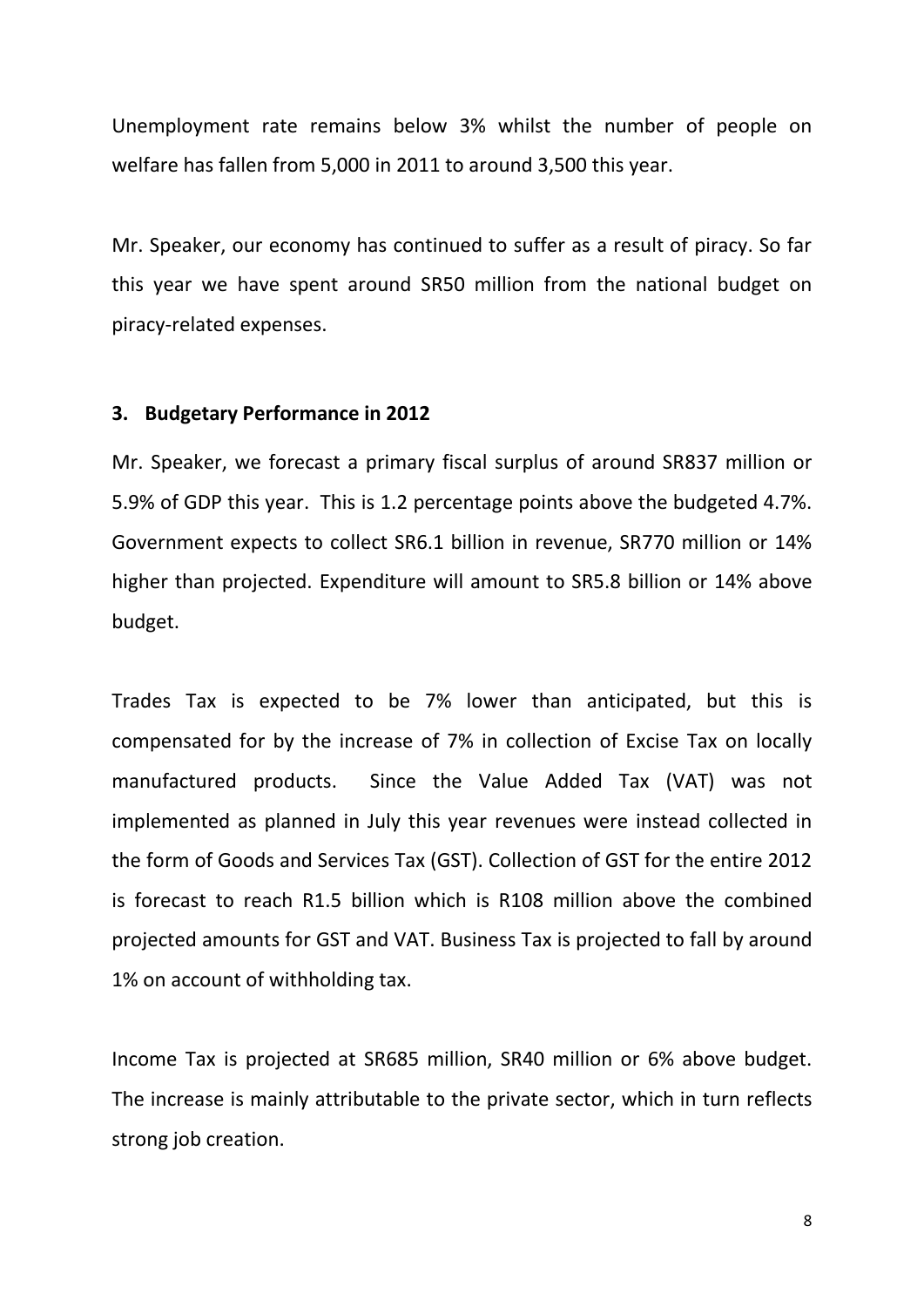Unemployment rate remains below 3% whilst the number of people on welfare has fallen from 5,000 in 2011 to around 3,500 this year.

Mr. Speaker, our economy has continued to suffer as a result of piracy. So far this year we have spent around SR50 million from the national budget on piracy-related expenses.

### 3. Budgetary Performance in 2012

Mr. Speaker, we forecast a primary fiscal surplus of around SR837 million or 5.9% of GDP this year. This is 1.2 percentage points above the budgeted 4.7%. Government expects to collect SR6.1 billion in revenue, SR770 million or 14% higher than projected. Expenditure will amount to SR5.8 billion or 14% above budget.

Trades Tax is expected to be 7% lower than anticipated, but this is compensated for by the increase of 7% in collection of Excise Tax on locally manufactured products. Since the Value Added Tax (VAT) was not implemented as planned in July this year revenues were instead collected in the form of Goods and Services Tax (GST). Collection of GST for the entire 2012 is forecast to reach R1.5 billion which is R108 million above the combined projected amounts for GST and VAT. Business Tax is projected to fall by around 1% on account of withholding tax.

Income Tax is projected at SR685 million, SR40 million or 6% above budget. The increase is mainly attributable to the private sector, which in turn reflects strong job creation.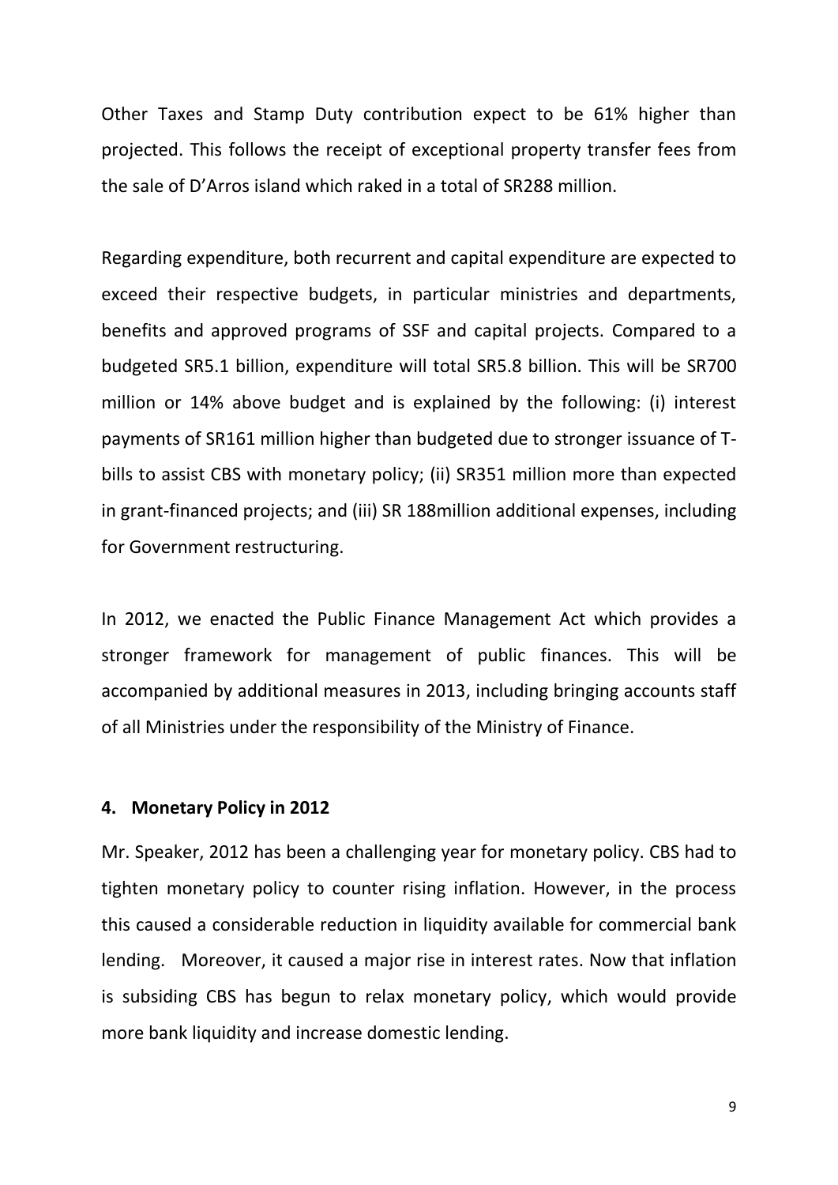Other Taxes and Stamp Duty contribution expect to be 61% higher than projected. This follows the receipt of exceptional property transfer fees from the sale of D'Arros island which raked in a total of SR288 million.

Regarding expenditure, both recurrent and capital expenditure are expected to exceed their respective budgets, in particular ministries and departments, benefits and approved programs of SSF and capital projects. Compared to a budgeted SR5.1 billion, expenditure will total SR5.8 billion. This will be SR700 million or 14% above budget and is explained by the following: (i) interest payments of SR161 million higher than budgeted due to stronger issuance of T-bills to assist CBS with monetary policy; (ii) SR351 million more than expected in grant-financed projects; and (iii) SR 188million additional expenses, including for Government restructuring.

In 2012, we enacted the Public Finance Management Act which provides a stronger framework for management of public finances. This will be accompanied by additional measures in 2013, including bringing accounts staff of all Ministries under the responsibility of the Ministry of Finance.

#### 4. Monetary Policy in 2012

Mr. Speaker, 2012 has been a challenging year for monetary policy. CBS had to tighten monetary policy to counter rising inflation. However, in the process this caused a considerable reduction in liquidity available for commercial bank lending. Moreover, it caused a major rise in interest rates. Now that inflation is subsiding CBS has begun to relax monetary policy, which would provide more bank liquidity and increase domestic lending.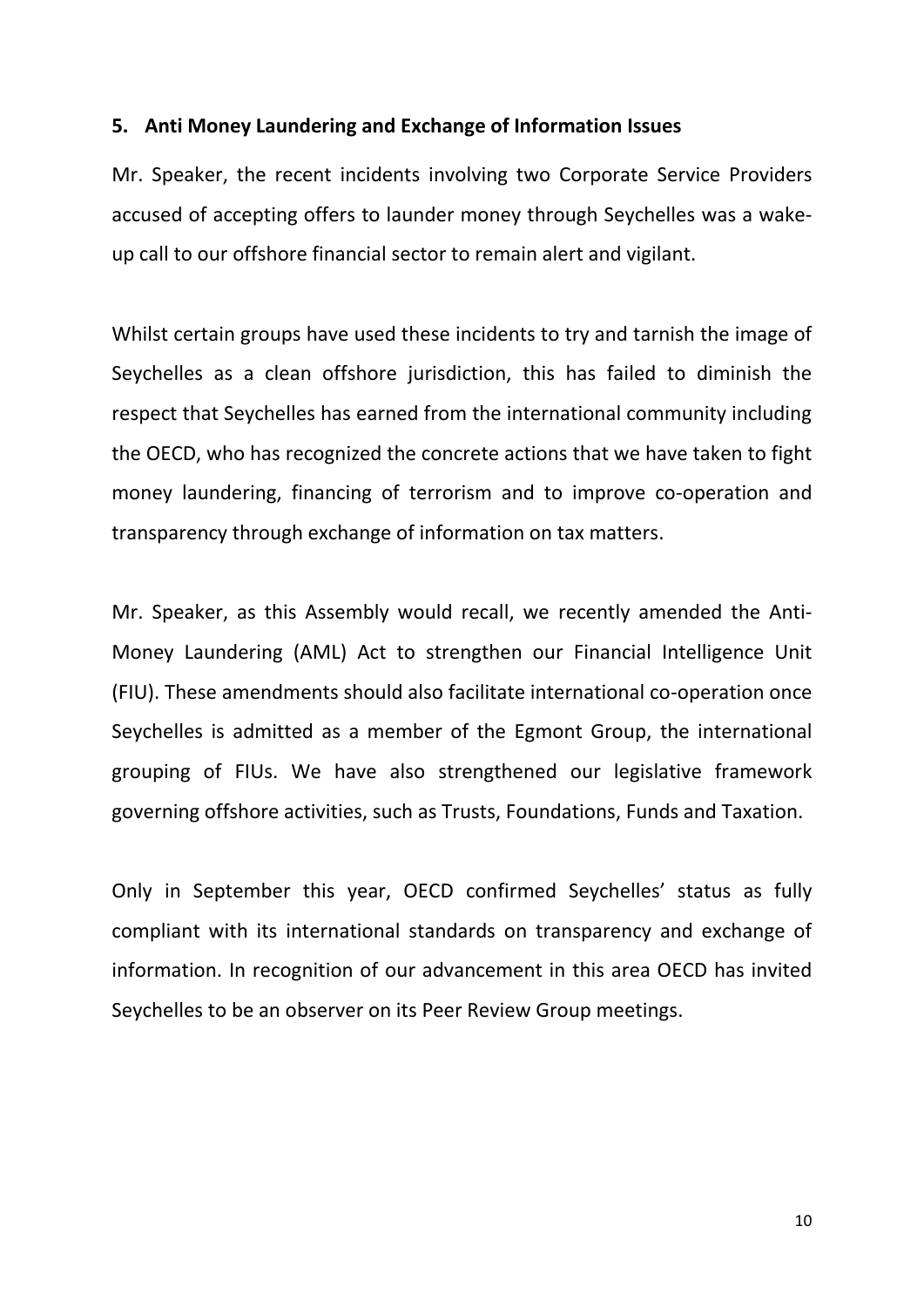## 5. Anti Money Laundering and Exchange of Information Issues

Mr. Speaker, the recent incidents involving two Corporate Service Providers accused of accepting offers to launder money through Seychelles was a wake-up call to our offshore financial sector to remain alert and vigilant.

Whilst certain groups have used these incidents to try and tarnish the image of Seychelles as a clean offshore jurisdiction, this has failed to diminish the respect that Seychelles has earned from the international community including the OECD, who has recognized the concrete actions that we have taken to fight money laundering, financing of terrorism and to improve co-operation and transparency through exchange of information on tax matters.

Mr. Speaker, as this Assembly would recall, we recently amended the Anti-Money Laundering (AML) Act to strengthen our Financial Intelligence Unit (FIU). These amendments should also facilitate international co-operation once Seychelles is admitted as a member of the Egmont Group, the international grouping of FIUs. We have also strengthened our legislative framework governing offshore activities, such as Trusts, Foundations, Funds and Taxation.

Only in September this year, OECD confirmed Seychelles' status as fully compliant with its international standards on transparency and exchange of information. In recognition of our advancement in this area OECD has invited Seychelles to be an observer on its Peer Review Group meetings.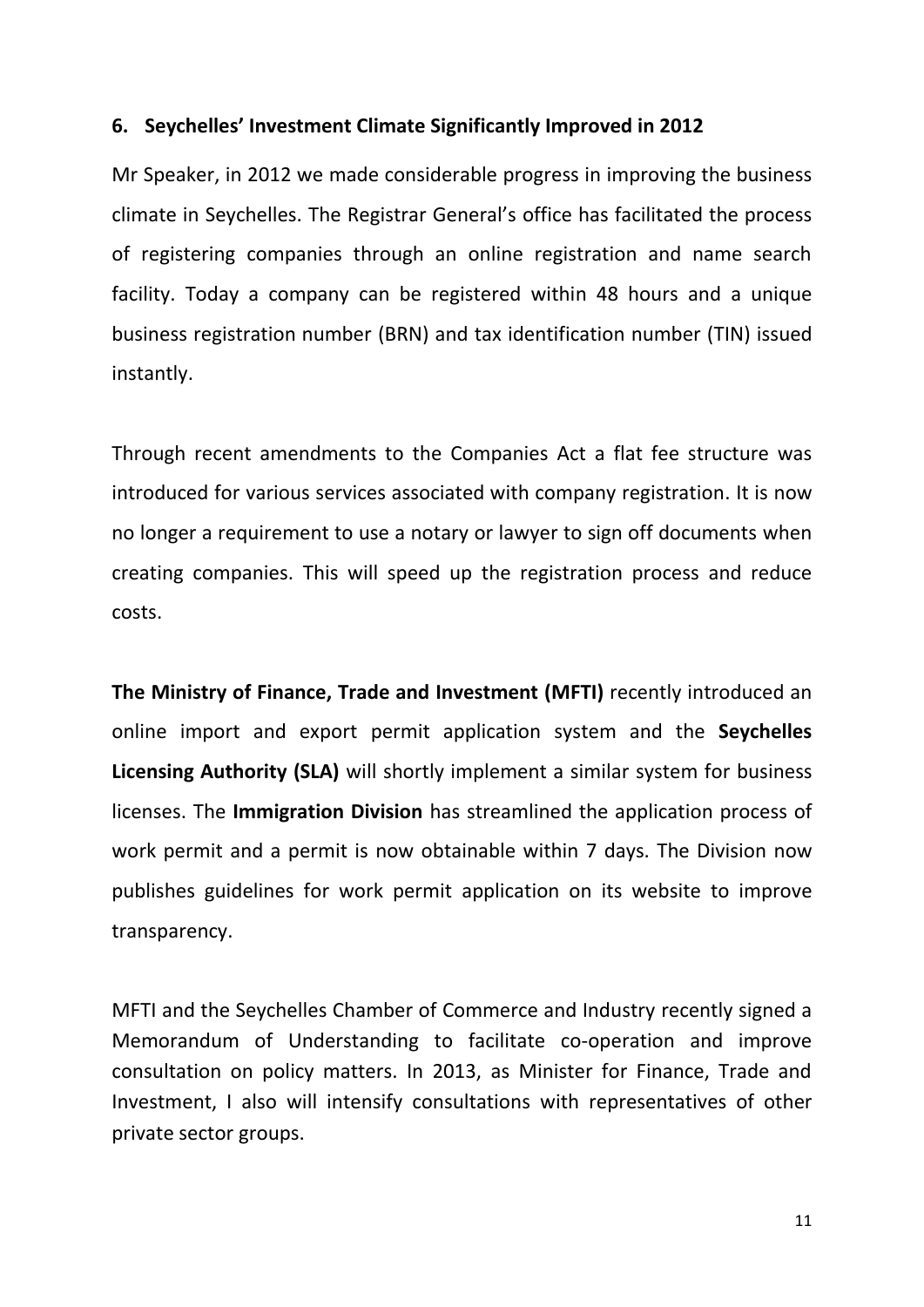## 6. Seychelles' Investment Climate Significantly Improved in 2012

Mr Speaker, in 2012 we made considerable progress in improving the business climate in Seychelles. The Registrar General's office has facilitated the process of registering companies through an online registration and name search facility. Today a company can be registered within 48 hours and a unique business registration number (BRN) and tax identification number (TIN) issued instantly.

Through recent amendments to the Companies Act a flat fee structure was introduced for various services associated with company registration. It is now no longer a requirement to use a notary or lawyer to sign off documents when creating companies. This will speed up the registration process and reduce costs.

**The Ministry of Finance, Trade and Investment (MFTI)** recently introduced an online import and export permit application system and the **Seychelles Licensing Authority (SLA)** will shortly implement a similar system for business licenses. The **Immigration Division** has streamlined the application process of work permit and a permit is now obtainable within 7 days. The Division now publishes guidelines for work permit application on its website to improve transparency.

MFTI and the Seychelles Chamber of Commerce and Industry recently signed a Memorandum of Understanding to facilitate co-operation and improve consultation on policy matters. In 2013, as Minister for Finance, Trade and Investment, I also will intensify consultations with representatives of other private sector groups.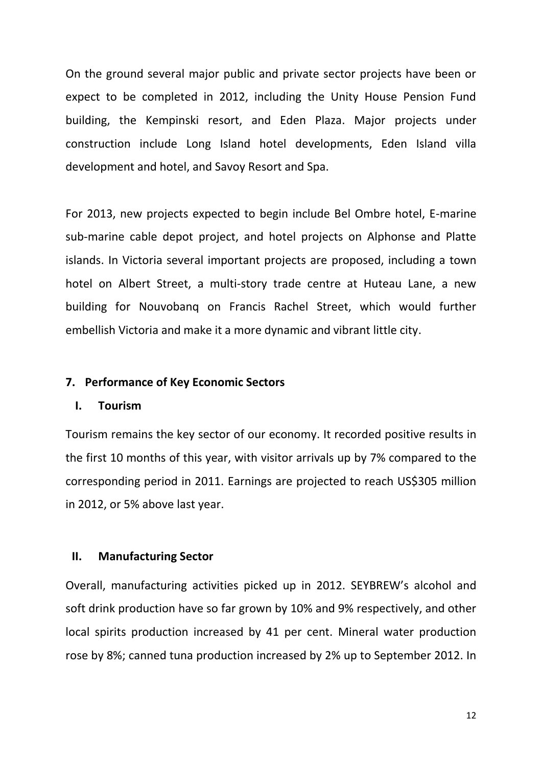On the ground several major public and private sector projects have been or expect to be completed in 2012, including the Unity House Pension Fund building, the Kempinski resort, and Eden Plaza. Major projects under construction include Long Island hotel developments, Eden Island villa development and hotel, and Savoy Resort and Spa.

For 2013, new projects expected to begin include Bel Ombre hotel, E-marine sub-marine cable depot project, and hotel projects on Alphonse and Platte islands. In Victoria several important projects are proposed, including a town hotel on Albert Street, a multi-story trade centre at Huteau Lane, a new building for Nouvobanq on Francis Rachel Street, which would further embellish Victoria and make it a more dynamic and vibrant little city.

## 7. Performance of Key Economic Sectors

### I. Tourism

Tourism remains the key sector of our economy. It recorded positive results in the first 10 months of this year, with visitor arrivals up by 7% compared to the corresponding period in 2011. Earnings are projected to reach US$305 million in 2012, or 5% above last year.

### II. Manufacturing Sector

Overall, manufacturing activities picked up in 2012. SEYBREW's alcohol and soft drink production have so far grown by 10% and 9% respectively, and other local spirits production increased by 41 per cent. Mineral water production rose by 8%; canned tuna production increased by 2% up to September 2012. In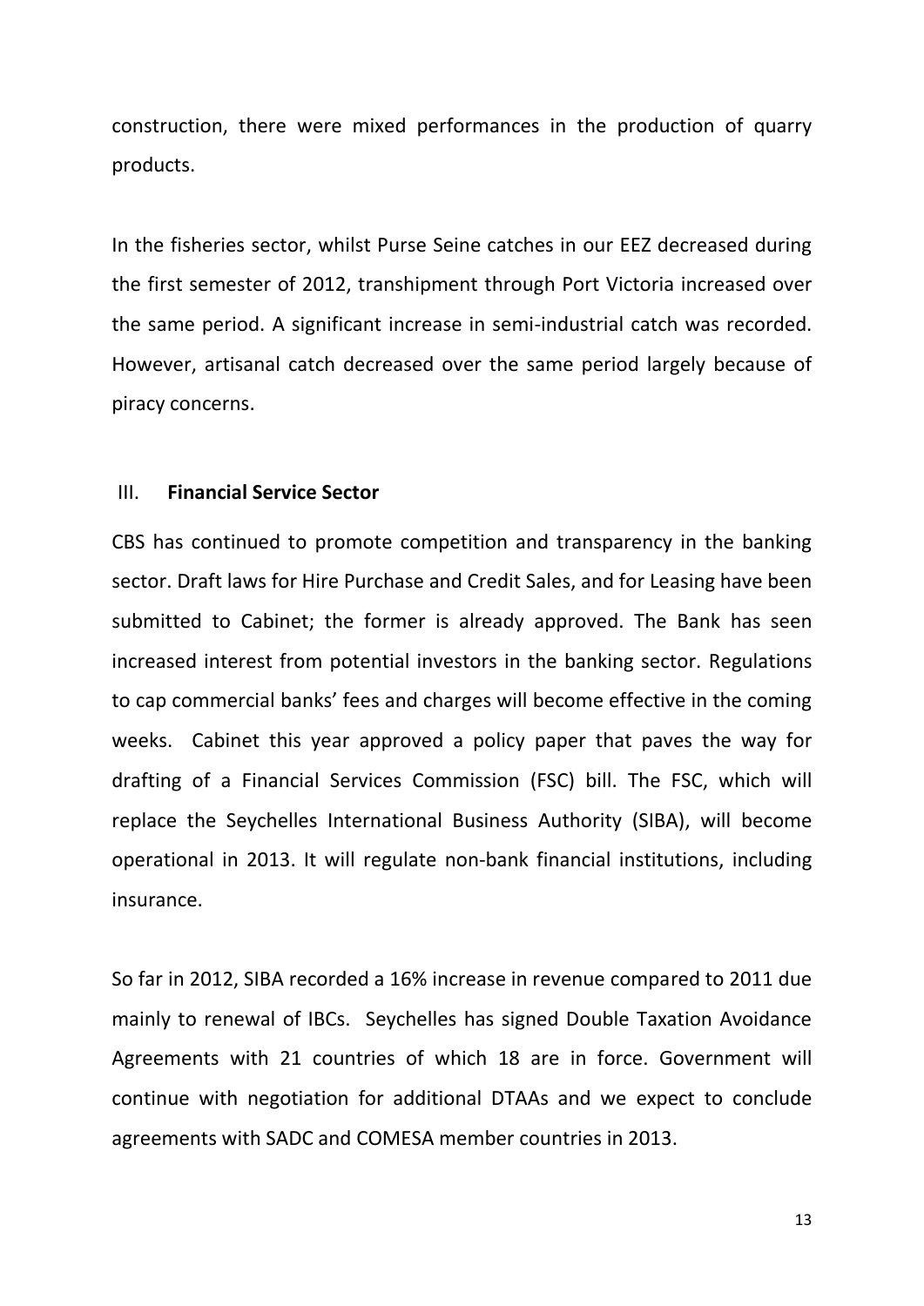construction, there were mixed performances in the production of quarry products.

In the fisheries sector, whilst Purse Seine catches in our EEZ decreased during the first semester of 2012, transhipment through Port Victoria increased over the same period. A significant increase in semi-industrial catch was recorded. However, artisanal catch decreased over the same period largely because of piracy concerns.

### III. **Financial Service Sector**

CBS has continued to promote competition and transparency in the banking sector. Draft laws for Hire Purchase and Credit Sales, and for Leasing have been submitted to Cabinet; the former is already approved. The Bank has seen increased interest from potential investors in the banking sector. Regulations to cap commercial banks' fees and charges will become effective in the coming weeks. Cabinet this year approved a policy paper that paves the way for drafting of a Financial Services Commission (FSC) bill. The FSC, which will replace the Seychelles International Business Authority (SIBA), will become operational in 2013. It will regulate non-bank financial institutions, including insurance.

So far in 2012, SIBA recorded a 16% increase in revenue compared to 2011 due mainly to renewal of IBCs. Seychelles has signed Double Taxation Avoidance Agreements with 21 countries of which 18 are in force. Government will continue with negotiation for additional DTAAs and we expect to conclude agreements with SADC and COMESA member countries in 2013.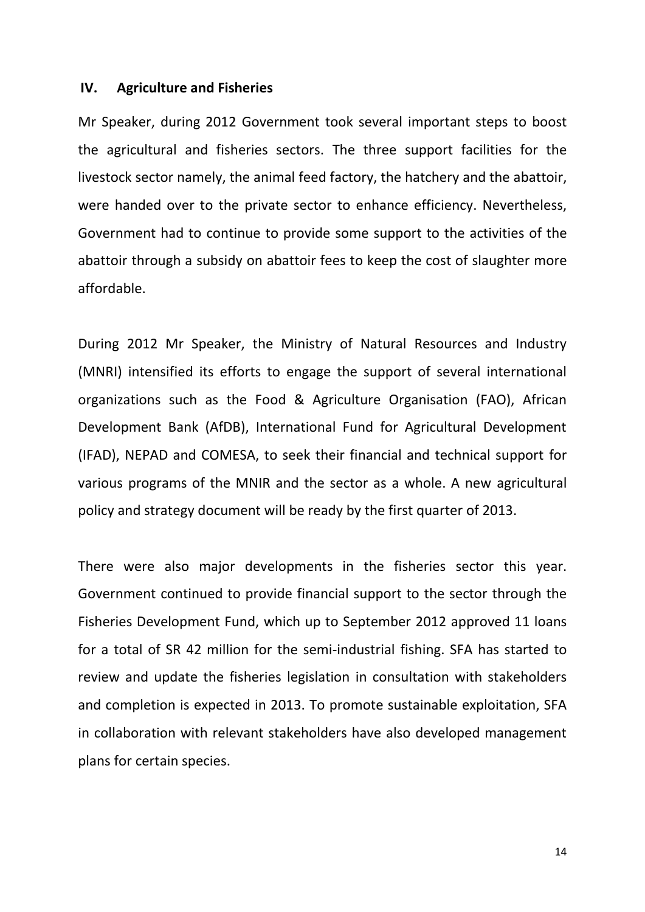## IV. Agriculture and Fisheries

Mr Speaker, during 2012 Government took several important steps to boost the agricultural and fisheries sectors. The three support facilities for the livestock sector namely, the animal feed factory, the hatchery and the abattoir, were handed over to the private sector to enhance efficiency. Nevertheless, Government had to continue to provide some support to the activities of the abattoir through a subsidy on abattoir fees to keep the cost of slaughter more affordable.

During 2012 Mr Speaker, the Ministry of Natural Resources and Industry (MNRI) intensified its efforts to engage the support of several international organizations such as the Food & Agriculture Organisation (FAO), African Development Bank (AfDB), International Fund for Agricultural Development (IFAD), NEPAD and COMESA, to seek their financial and technical support for various programs of the MNIR and the sector as a whole. A new agricultural policy and strategy document will be ready by the first quarter of 2013.

There were also major developments in the fisheries sector this year. Government continued to provide financial support to the sector through the Fisheries Development Fund, which up to September 2012 approved 11 loans for a total of SR 42 million for the semi-industrial fishing. SFA has started to review and update the fisheries legislation in consultation with stakeholders and completion is expected in 2013. To promote sustainable exploitation, SFA in collaboration with relevant stakeholders have also developed management plans for certain species.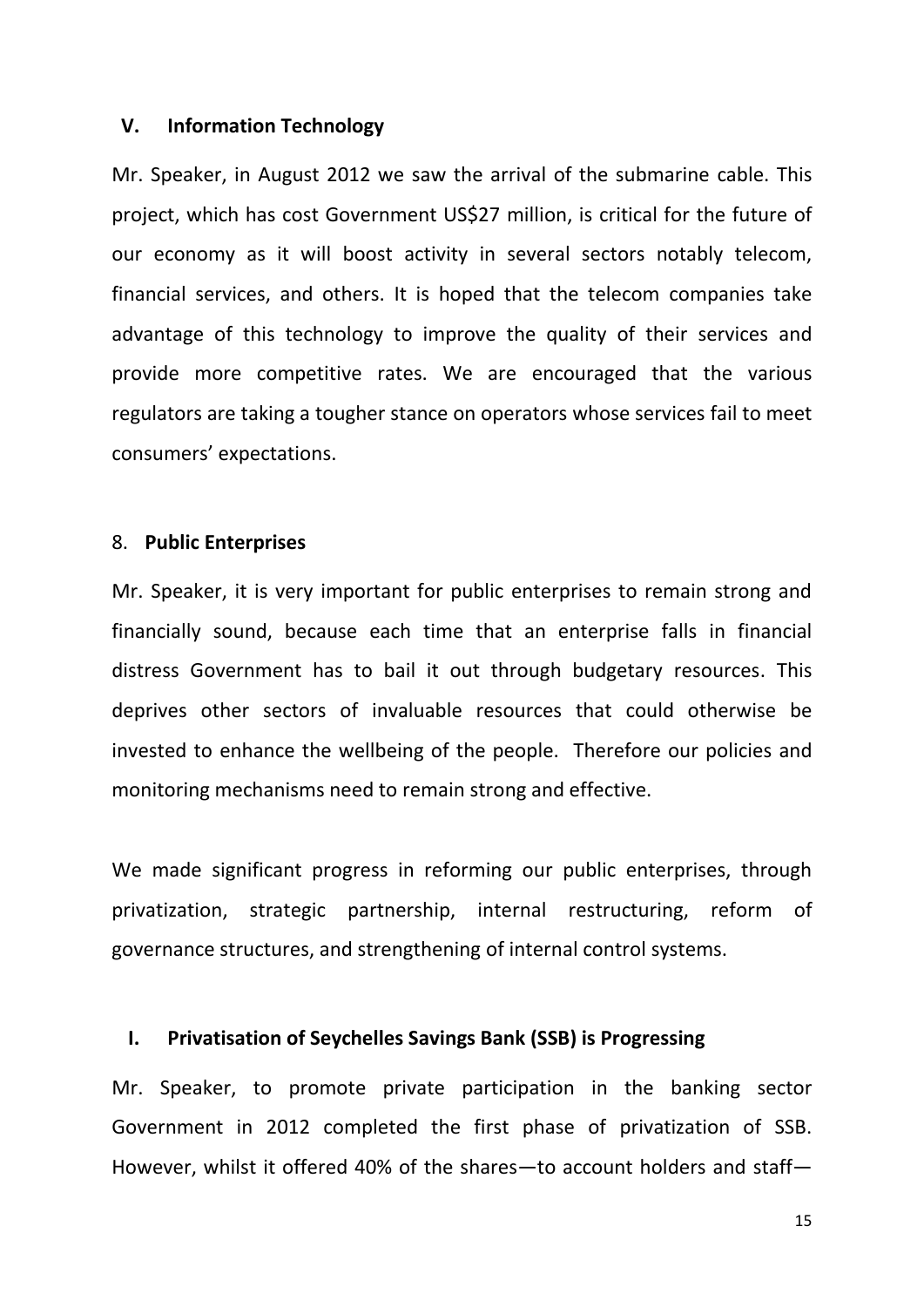### V. Information Technology

Mr. Speaker, in August 2012 we saw the arrival of the submarine cable. This project, which has cost Government US$27 million, is critical for the future of our economy as it will boost activity in several sectors notably telecom, financial services, and others. It is hoped that the telecom companies take advantage of this technology to improve the quality of their services and provide more competitive rates. We are encouraged that the various regulators are taking a tougher stance on operators whose services fail to meet consumers' expectations.

## 8. Public Enterprises

Mr. Speaker, it is very important for public enterprises to remain strong and financially sound, because each time that an enterprise falls in financial distress Government has to bail it out through budgetary resources. This deprives other sectors of invaluable resources that could otherwise be invested to enhance the wellbeing of the people. Therefore our policies and monitoring mechanisms need to remain strong and effective.

We made significant progress in reforming our public enterprises, through privatization, strategic partnership, internal restructuring, reform of governance structures, and strengthening of internal control systems.

### I. Privatisation of Seychelles Savings Bank (SSB) is Progressing

Mr. Speaker, to promote private participation in the banking sector Government in 2012 completed the first phase of privatization of SSB. However, whilst it offered 40% of the shares—to account holders and staff—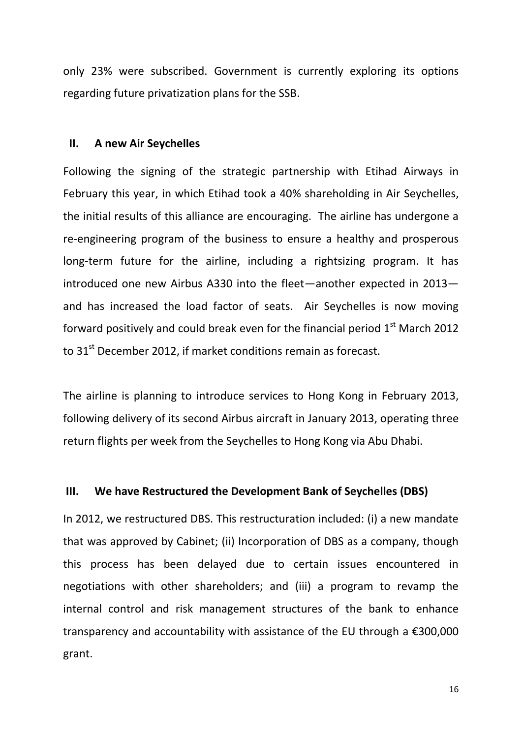only 23% were subscribed. Government is currently exploring its options regarding future privatization plans for the SSB.

## II. A new Air Seychelles

Following the signing of the strategic partnership with Etihad Airways in February this year, in which Etihad took a 40% shareholding in Air Seychelles, the initial results of this alliance are encouraging. The airline has undergone a re-engineering program of the business to ensure a healthy and prosperous long-term future for the airline, including a rightsizing program. It has introduced one new Airbus A330 into the fleet—another expected in 2013—and has increased the load factor of seats. Air Seychelles is now moving forward positively and could break even for the financial period 1st March 2012 to 31st December 2012, if market conditions remain as forecast.

The airline is planning to introduce services to Hong Kong in February 2013, following delivery of its second Airbus aircraft in January 2013, operating three return flights per week from the Seychelles to Hong Kong via Abu Dhabi.

## III. We have Restructured the Development Bank of Seychelles (DBS)

In 2012, we restructured DBS. This restructuration included: (i) a new mandate that was approved by Cabinet; (ii) Incorporation of DBS as a company, though this process has been delayed due to certain issues encountered in negotiations with other shareholders; and (iii) a program to revamp the internal control and risk management structures of the bank to enhance transparency and accountability with assistance of the EU through a €300,000 grant.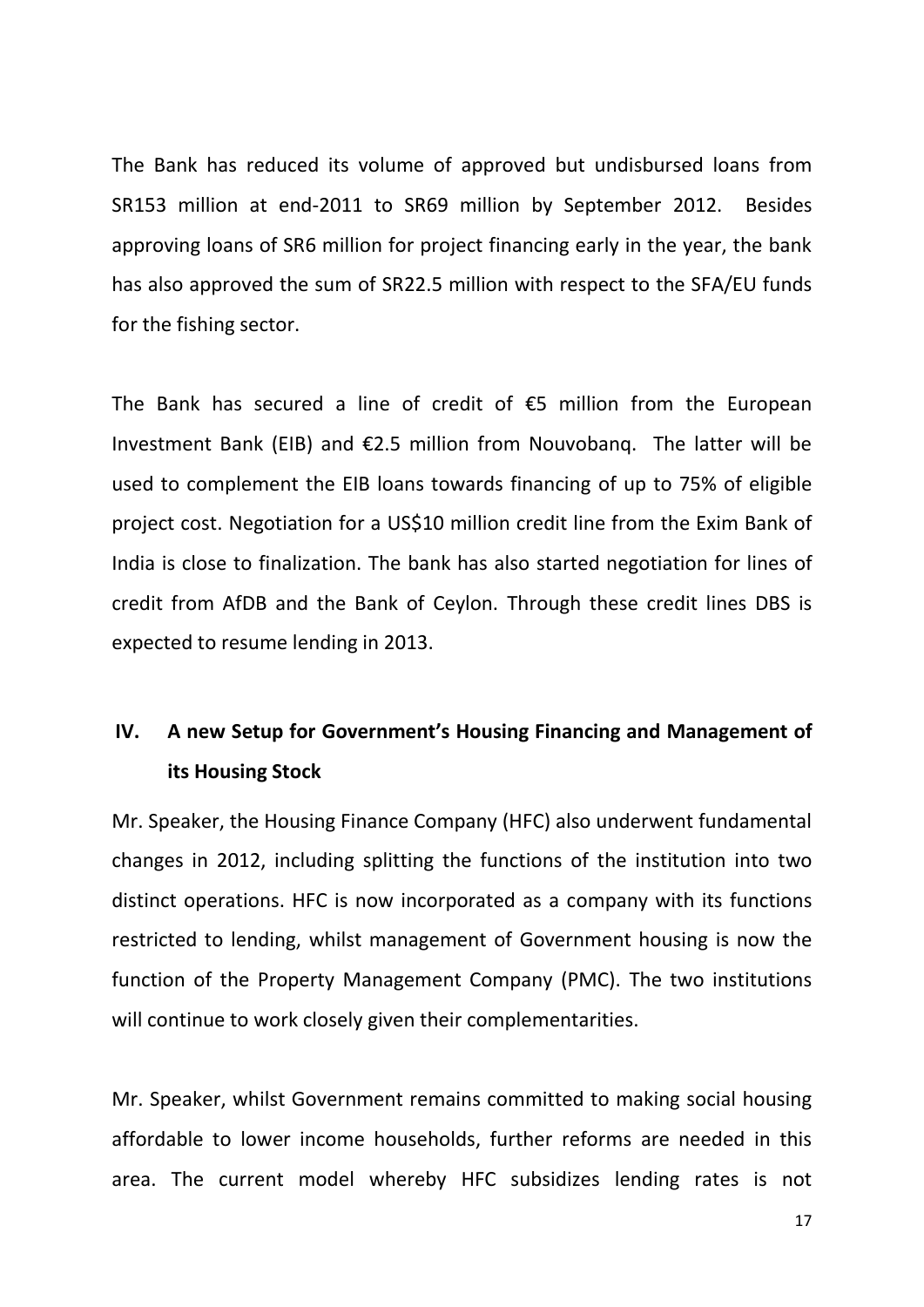The Bank has reduced its volume of approved but undisbursed loans from SR153 million at end-2011 to SR69 million by September 2012. Besides approving loans of SR6 million for project financing early in the year, the bank has also approved the sum of SR22.5 million with respect to the SFA/EU funds for the fishing sector.

The Bank has secured a line of credit of €5 million from the European Investment Bank (EIB) and €2.5 million from Nouvobanq. The latter will be used to complement the EIB loans towards financing of up to 75% of eligible project cost. Negotiation for a US$10 million credit line from the Exim Bank of India is close to finalization. The bank has also started negotiation for lines of credit from AfDB and the Bank of Ceylon. Through these credit lines DBS is expected to resume lending in 2013.

## IV. A new Setup for Government's Housing Financing and Management of its Housing Stock

Mr. Speaker, the Housing Finance Company (HFC) also underwent fundamental changes in 2012, including splitting the functions of the institution into two distinct operations. HFC is now incorporated as a company with its functions restricted to lending, whilst management of Government housing is now the function of the Property Management Company (PMC). The two institutions will continue to work closely given their complementarities.

Mr. Speaker, whilst Government remains committed to making social housing affordable to lower income households, further reforms are needed in this area. The current model whereby HFC subsidizes lending rates is not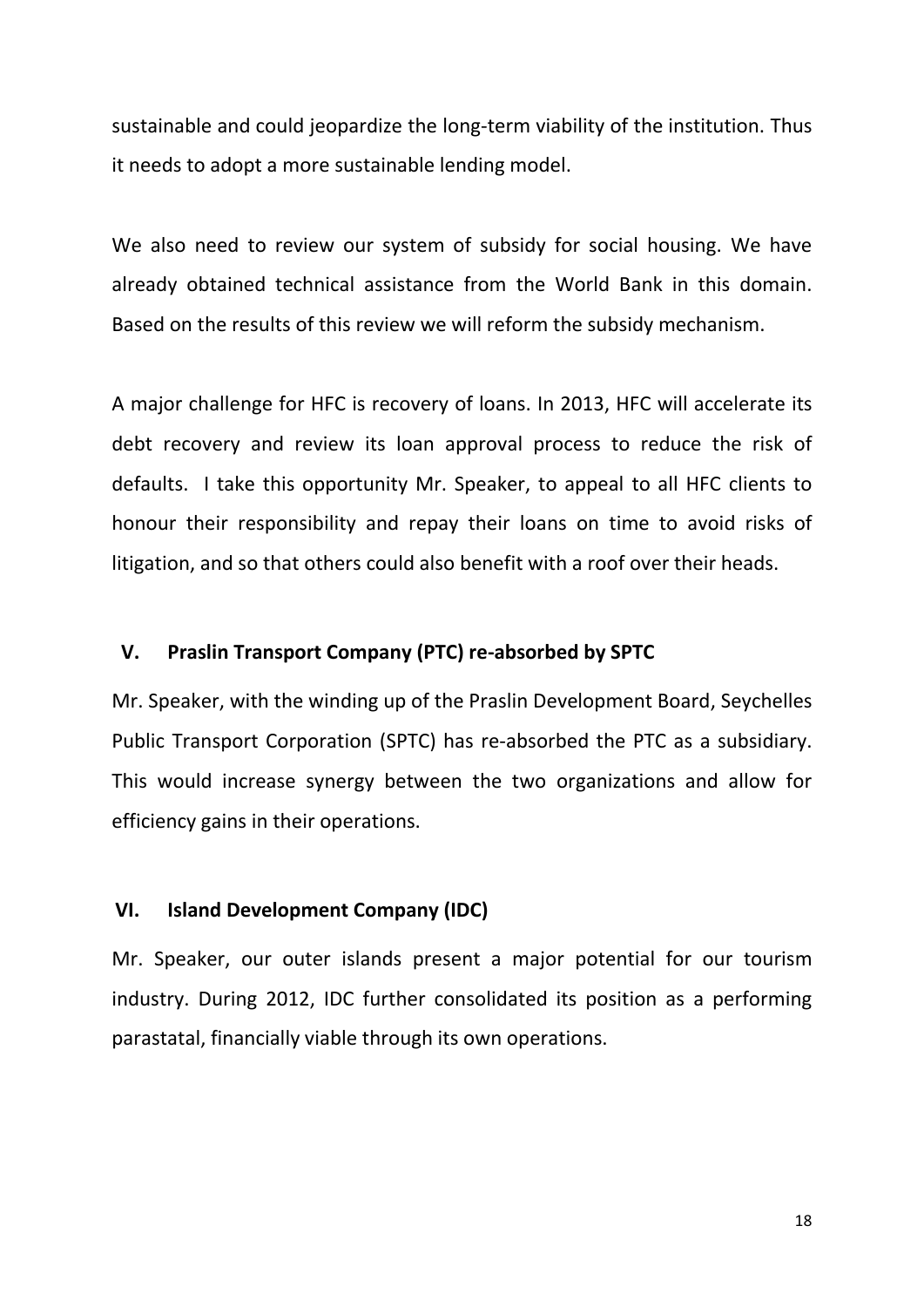sustainable and could jeopardize the long-term viability of the institution. Thus it needs to adopt a more sustainable lending model.

We also need to review our system of subsidy for social housing. We have already obtained technical assistance from the World Bank in this domain. Based on the results of this review we will reform the subsidy mechanism.

A major challenge for HFC is recovery of loans. In 2013, HFC will accelerate its debt recovery and review its loan approval process to reduce the risk of defaults. I take this opportunity Mr. Speaker, to appeal to all HFC clients to honour their responsibility and repay their loans on time to avoid risks of litigation, and so that others could also benefit with a roof over their heads.

### V. Praslin Transport Company (PTC) re-absorbed by SPTC

Mr. Speaker, with the winding up of the Praslin Development Board, Seychelles Public Transport Corporation (SPTC) has re-absorbed the PTC as a subsidiary. This would increase synergy between the two organizations and allow for efficiency gains in their operations.

### VI. Island Development Company (IDC)

Mr. Speaker, our outer islands present a major potential for our tourism industry. During 2012, IDC further consolidated its position as a performing parastatal, financially viable through its own operations.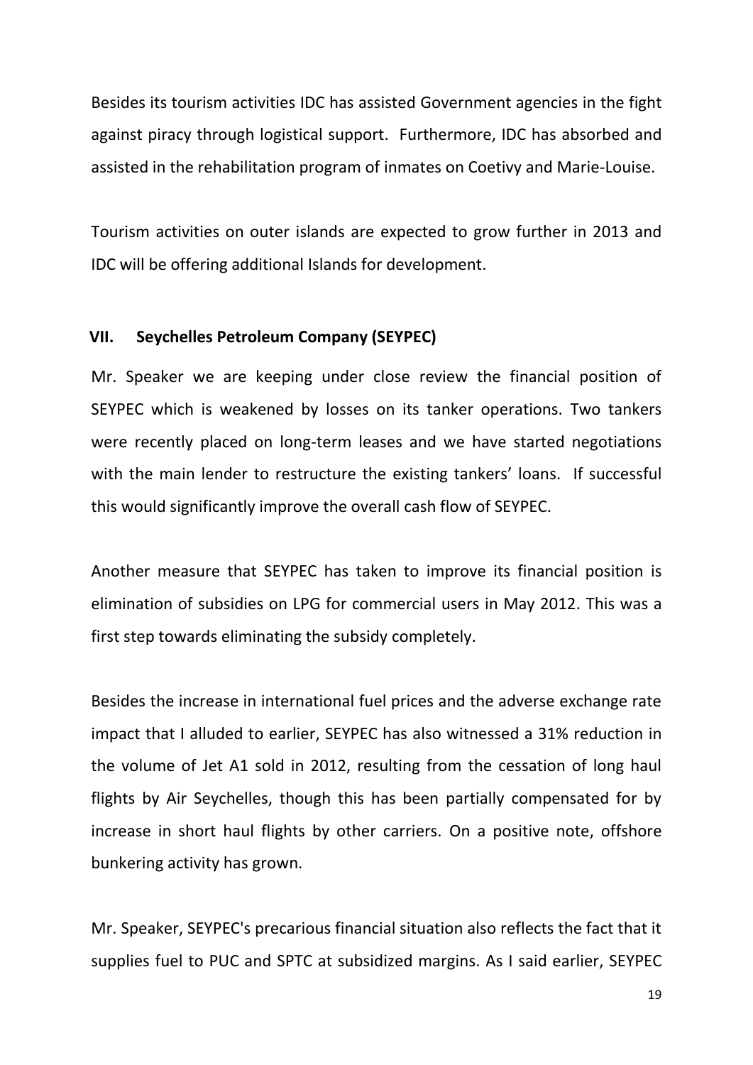Besides its tourism activities IDC has assisted Government agencies in the fight against piracy through logistical support. Furthermore, IDC has absorbed and assisted in the rehabilitation program of inmates on Coetivy and Marie-Louise.

Tourism activities on outer islands are expected to grow further in 2013 and IDC will be offering additional Islands for development.

### VII. Seychelles Petroleum Company (SEYPEC)

Mr. Speaker we are keeping under close review the financial position of SEYPEC which is weakened by losses on its tanker operations. Two tankers were recently placed on long-term leases and we have started negotiations with the main lender to restructure the existing tankers' loans. If successful this would significantly improve the overall cash flow of SEYPEC.

Another measure that SEYPEC has taken to improve its financial position is elimination of subsidies on LPG for commercial users in May 2012. This was a first step towards eliminating the subsidy completely.

Besides the increase in international fuel prices and the adverse exchange rate impact that I alluded to earlier, SEYPEC has also witnessed a 31% reduction in the volume of Jet A1 sold in 2012, resulting from the cessation of long haul flights by Air Seychelles, though this has been partially compensated for by increase in short haul flights by other carriers. On a positive note, offshore bunkering activity has grown.

Mr. Speaker, SEYPEC's precarious financial situation also reflects the fact that it supplies fuel to PUC and SPTC at subsidized margins. As I said earlier, SEYPEC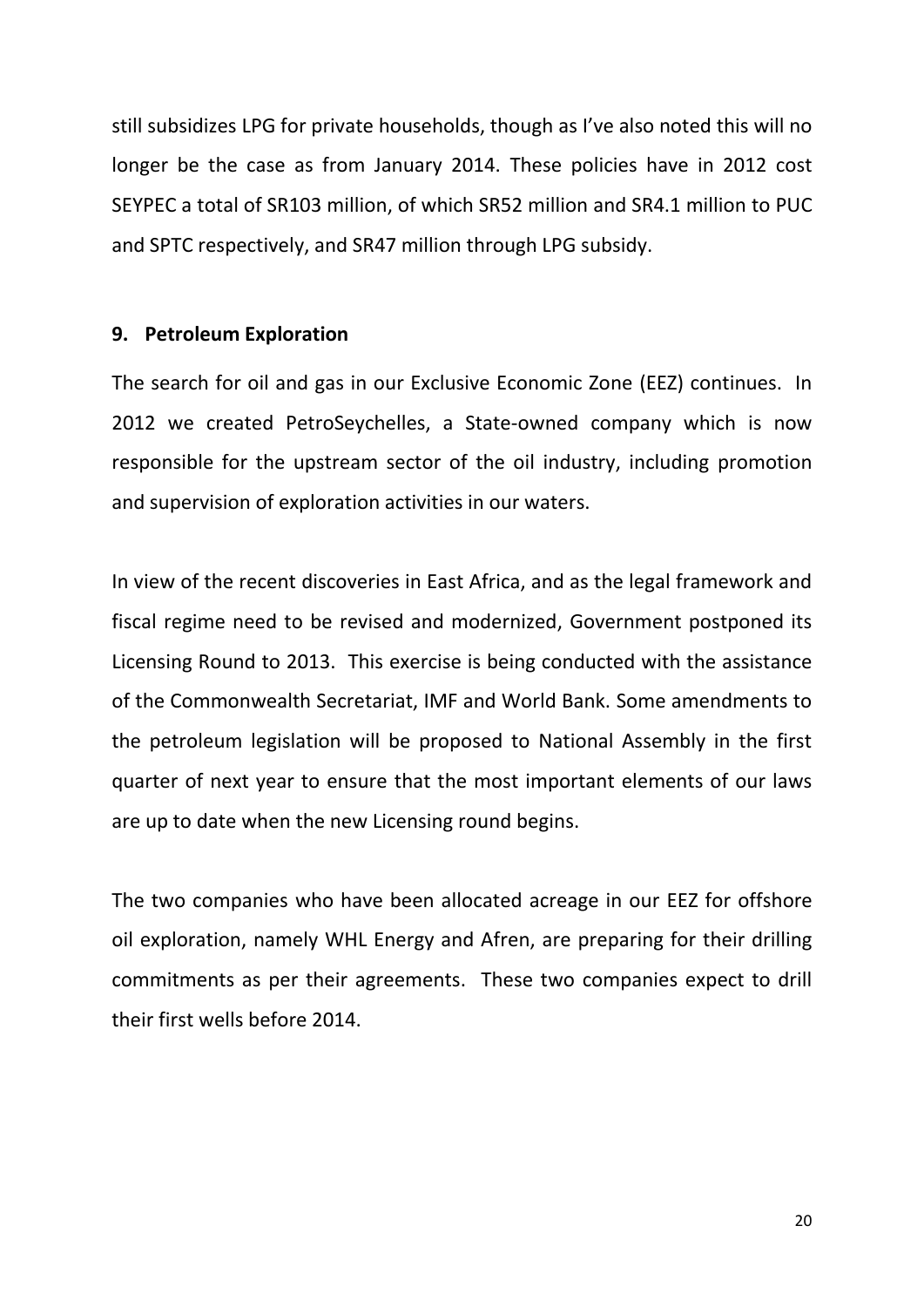still subsidizes LPG for private households, though as I've also noted this will no longer be the case as from January 2014. These policies have in 2012 cost SEYPEC a total of SR103 million, of which SR52 million and SR4.1 million to PUC and SPTC respectively, and SR47 million through LPG subsidy.

## 9. Petroleum Exploration

The search for oil and gas in our Exclusive Economic Zone (EEZ) continues. In 2012 we created PetroSeychelles, a State-owned company which is now responsible for the upstream sector of the oil industry, including promotion and supervision of exploration activities in our waters.

In view of the recent discoveries in East Africa, and as the legal framework and fiscal regime need to be revised and modernized, Government postponed its Licensing Round to 2013. This exercise is being conducted with the assistance of the Commonwealth Secretariat, IMF and World Bank. Some amendments to the petroleum legislation will be proposed to National Assembly in the first quarter of next year to ensure that the most important elements of our laws are up to date when the new Licensing round begins.

The two companies who have been allocated acreage in our EEZ for offshore oil exploration, namely WHL Energy and Afren, are preparing for their drilling commitments as per their agreements. These two companies expect to drill their first wells before 2014.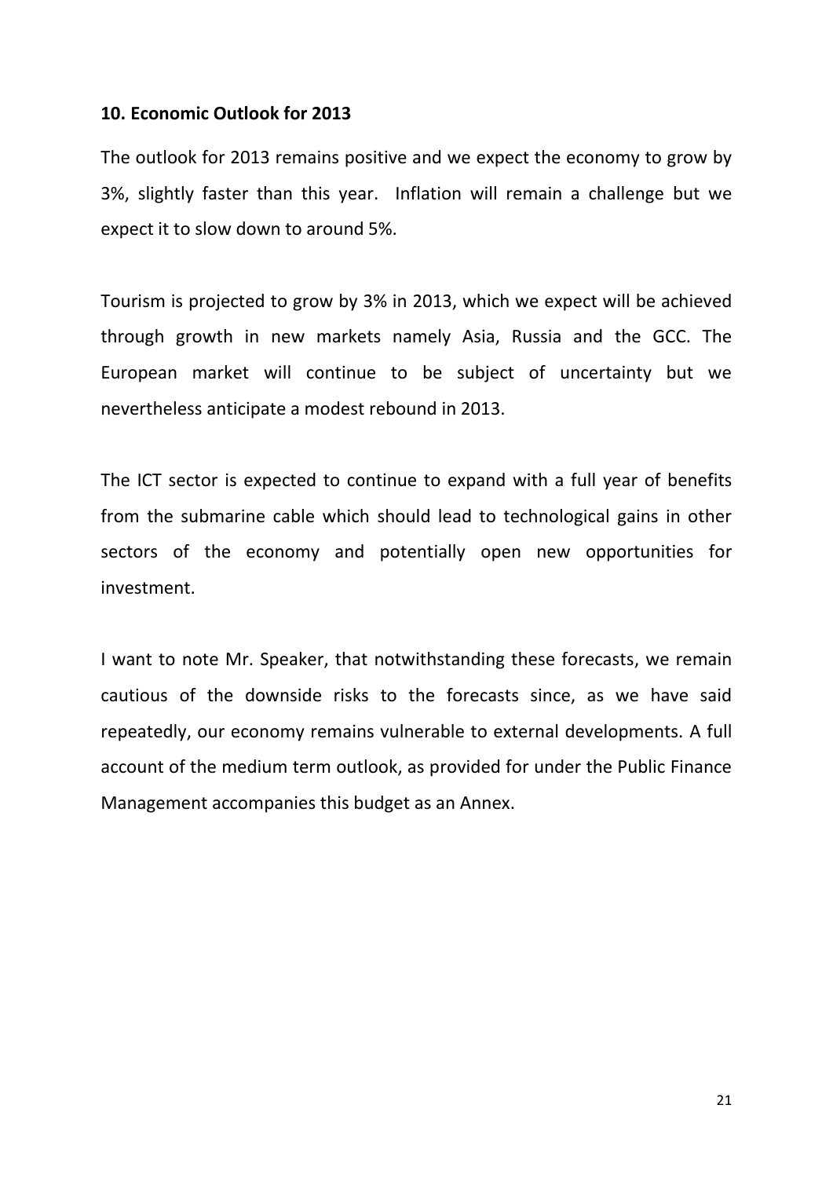## 10. Economic Outlook for 2013

The outlook for 2013 remains positive and we expect the economy to grow by 3%, slightly faster than this year. Inflation will remain a challenge but we expect it to slow down to around 5%.

Tourism is projected to grow by 3% in 2013, which we expect will be achieved through growth in new markets namely Asia, Russia and the GCC. The European market will continue to be subject of uncertainty but we nevertheless anticipate a modest rebound in 2013.

The ICT sector is expected to continue to expand with a full year of benefits from the submarine cable which should lead to technological gains in other sectors of the economy and potentially open new opportunities for investment.

I want to note Mr. Speaker, that notwithstanding these forecasts, we remain cautious of the downside risks to the forecasts since, as we have said repeatedly, our economy remains vulnerable to external developments. A full account of the medium term outlook, as provided for under the Public Finance Management accompanies this budget as an Annex.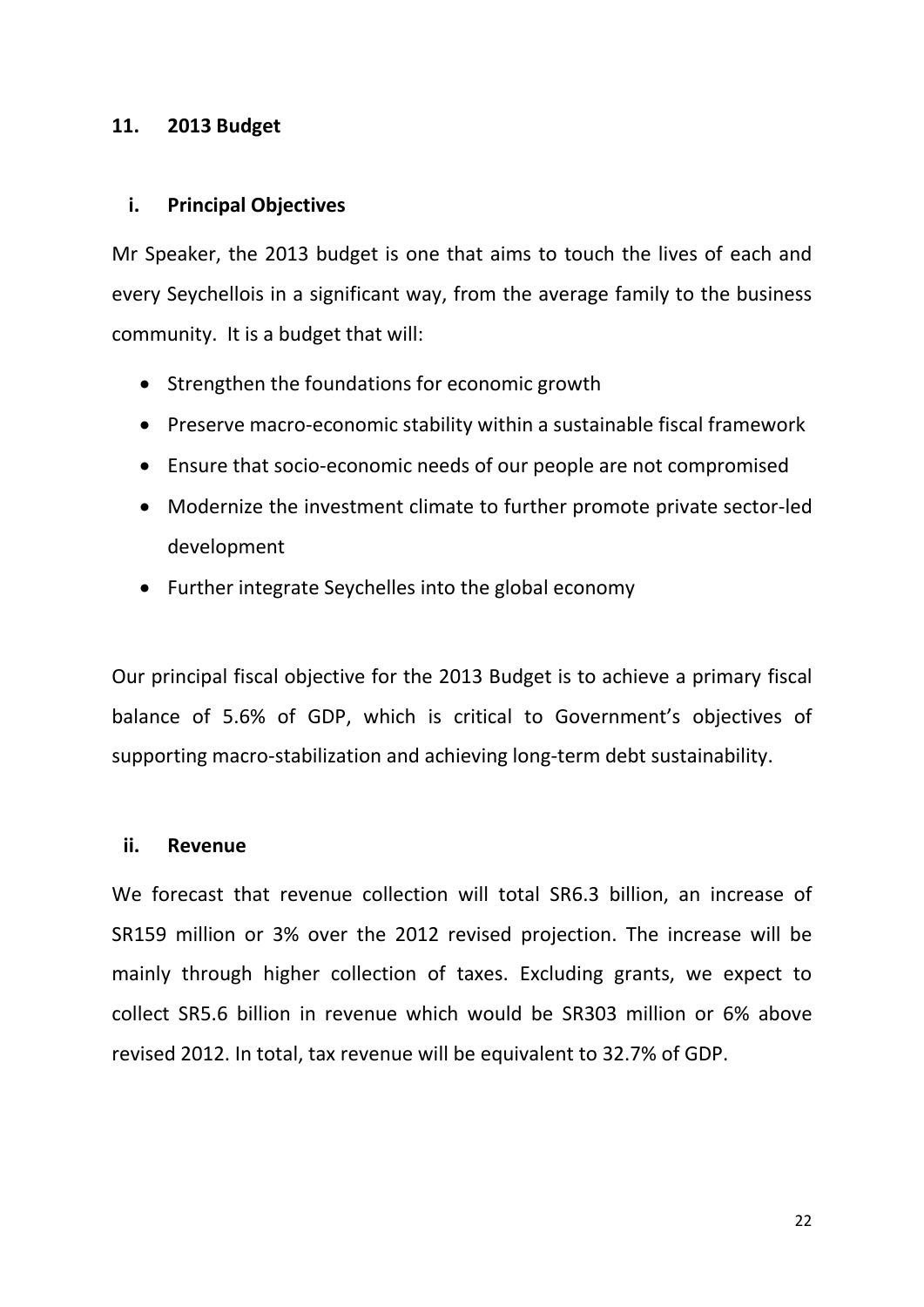## 11. 2013 Budget

### i. Principal Objectives

Mr Speaker, the 2013 budget is one that aims to touch the lives of each and every Seychellois in a significant way, from the average family to the business community. It is a budget that will:

- Strengthen the foundations for economic growth
- Preserve macro-economic stability within a sustainable fiscal framework
- Ensure that socio-economic needs of our people are not compromised
- Modernize the investment climate to further promote private sector-led development
- Further integrate Seychelles into the global economy

Our principal fiscal objective for the 2013 Budget is to achieve a primary fiscal balance of 5.6% of GDP, which is critical to Government's objectives of supporting macro-stabilization and achieving long-term debt sustainability.

### ii. Revenue

We forecast that revenue collection will total SR6.3 billion, an increase of SR159 million or 3% over the 2012 revised projection. The increase will be mainly through higher collection of taxes. Excluding grants, we expect to collect SR5.6 billion in revenue which would be SR303 million or 6% above revised 2012. In total, tax revenue will be equivalent to 32.7% of GDP.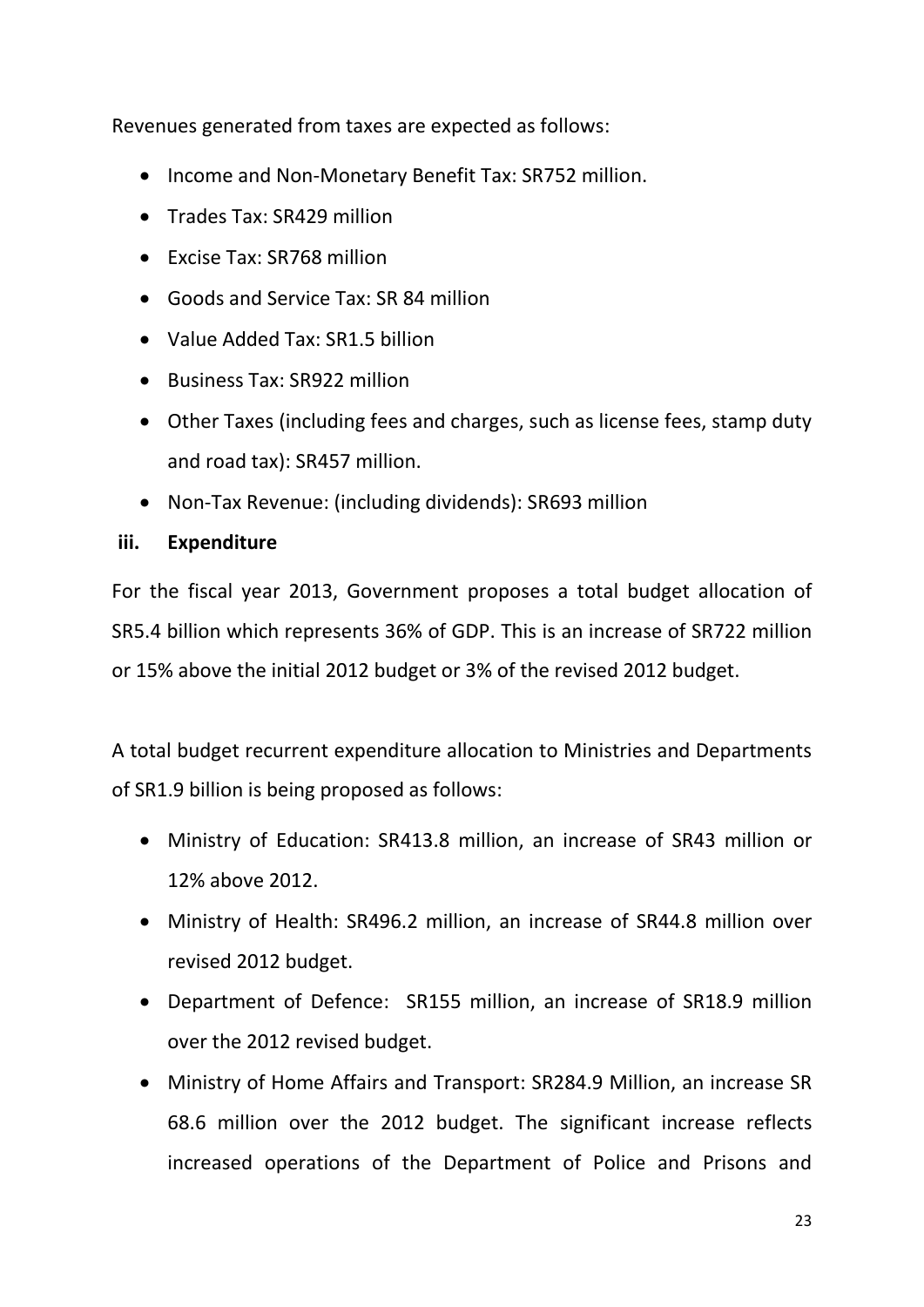Revenues generated from taxes are expected as follows:

- Income and Non-Monetary Benefit Tax: SR752 million.
- Trades Tax: SR429 million
- Excise Tax: SR768 million
- Goods and Service Tax: SR 84 million
- Value Added Tax: SR1.5 billion
- Business Tax: SR922 million
- Other Taxes (including fees and charges, such as license fees, stamp duty and road tax): SR457 million.
- Non-Tax Revenue: (including dividends): SR693 million

### iii. Expenditure

For the fiscal year 2013, Government proposes a total budget allocation of SR5.4 billion which represents 36% of GDP. This is an increase of SR722 million or 15% above the initial 2012 budget or 3% of the revised 2012 budget.

A total budget recurrent expenditure allocation to Ministries and Departments of SR1.9 billion is being proposed as follows:

- Ministry of Education: SR413.8 million, an increase of SR43 million or 12% above 2012.
- Ministry of Health: SR496.2 million, an increase of SR44.8 million over revised 2012 budget.
- Department of Defence: SR155 million, an increase of SR18.9 million over the 2012 revised budget.
- Ministry of Home Affairs and Transport: SR284.9 Million, an increase SR 68.6 million over the 2012 budget. The significant increase reflects increased operations of the Department of Police and Prisons and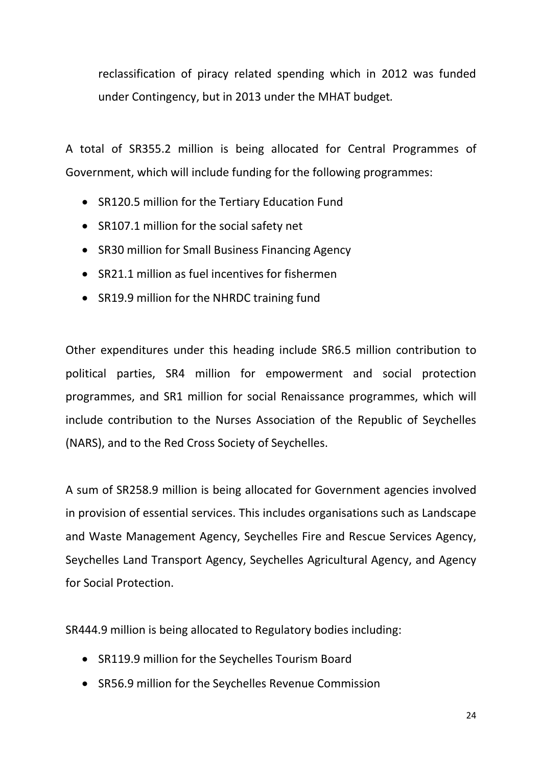reclassification of piracy related spending which in 2012 was funded under Contingency, but in 2013 under the MHAT budget.

A total of SR355.2 million is being allocated for Central Programmes of Government, which will include funding for the following programmes:

- SR120.5 million for the Tertiary Education Fund
- SR107.1 million for the social safety net
- SR30 million for Small Business Financing Agency
- SR21.1 million as fuel incentives for fishermen
- SR19.9 million for the NHRDC training fund

Other expenditures under this heading include SR6.5 million contribution to political parties, SR4 million for empowerment and social protection programmes, and SR1 million for social Renaissance programmes, which will include contribution to the Nurses Association of the Republic of Seychelles (NARS), and to the Red Cross Society of Seychelles.

A sum of SR258.9 million is being allocated for Government agencies involved in provision of essential services. This includes organisations such as Landscape and Waste Management Agency, Seychelles Fire and Rescue Services Agency, Seychelles Land Transport Agency, Seychelles Agricultural Agency, and Agency for Social Protection.

SR444.9 million is being allocated to Regulatory bodies including:

- SR119.9 million for the Seychelles Tourism Board
- SR56.9 million for the Seychelles Revenue Commission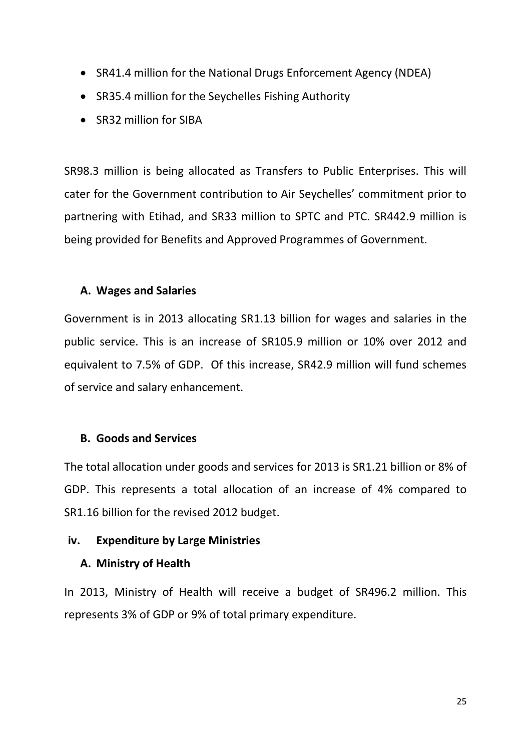- SR41.4 million for the National Drugs Enforcement Agency (NDEA)
- SR35.4 million for the Seychelles Fishing Authority
- SR32 million for SIBA

SR98.3 million is being allocated as Transfers to Public Enterprises. This will cater for the Government contribution to Air Seychelles' commitment prior to partnering with Etihad, and SR33 million to SPTC and PTC. SR442.9 million is being provided for Benefits and Approved Programmes of Government.

#### A. Wages and Salaries

Government is in 2013 allocating SR1.13 billion for wages and salaries in the public service. This is an increase of SR105.9 million or 10% over 2012 and equivalent to 7.5% of GDP. Of this increase, SR42.9 million will fund schemes of service and salary enhancement.

#### B. Goods and Services

The total allocation under goods and services for 2013 is SR1.21 billion or 8% of GDP. This represents a total allocation of an increase of 4% compared to SR1.16 billion for the revised 2012 budget.

### iv. Expenditure by Large Ministries

#### A. Ministry of Health

In 2013, Ministry of Health will receive a budget of SR496.2 million. This represents 3% of GDP or 9% of total primary expenditure.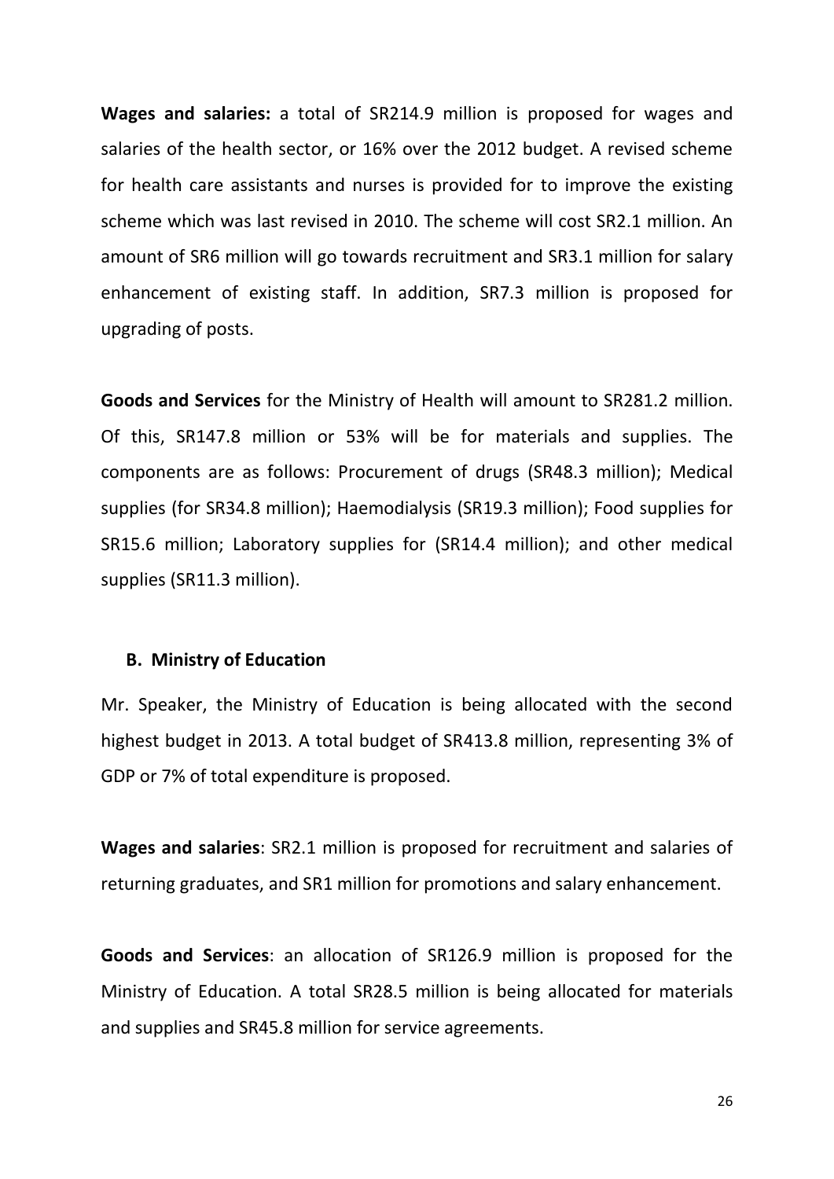**Wages and salaries:** a total of SR214.9 million is proposed for wages and salaries of the health sector, or 16% over the 2012 budget. A revised scheme for health care assistants and nurses is provided for to improve the existing scheme which was last revised in 2010. The scheme will cost SR2.1 million. An amount of SR6 million will go towards recruitment and SR3.1 million for salary enhancement of existing staff. In addition, SR7.3 million is proposed for upgrading of posts.

**Goods and Services** for the Ministry of Health will amount to SR281.2 million. Of this, SR147.8 million or 53% will be for materials and supplies. The components are as follows: Procurement of drugs (SR48.3 million); Medical supplies (for SR34.8 million); Haemodialysis (SR19.3 million); Food supplies for SR15.6 million; Laboratory supplies for (SR14.4 million); and other medical supplies (SR11.3 million).

### B. Ministry of Education

Mr. Speaker, the Ministry of Education is being allocated with the second highest budget in 2013. A total budget of SR413.8 million, representing 3% of GDP or 7% of total expenditure is proposed.

**Wages and salaries**: SR2.1 million is proposed for recruitment and salaries of returning graduates, and SR1 million for promotions and salary enhancement.

**Goods and Services**: an allocation of SR126.9 million is proposed for the Ministry of Education. A total SR28.5 million is being allocated for materials and supplies and SR45.8 million for service agreements.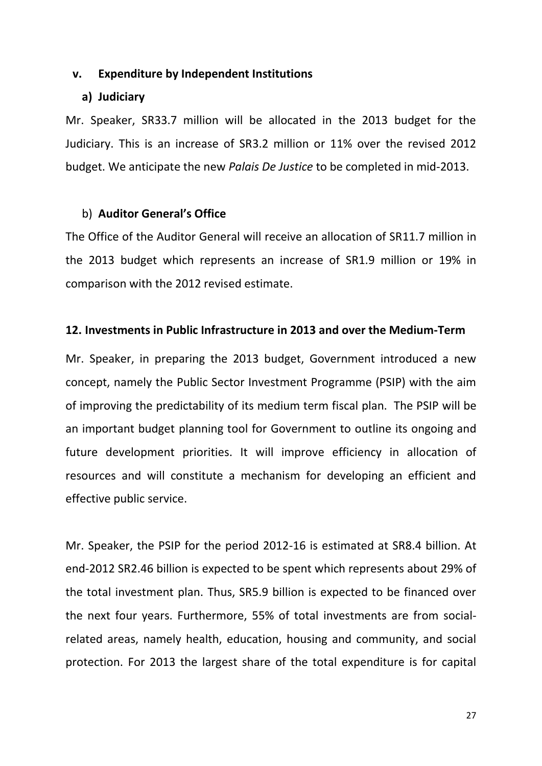### v. Expenditure by Independent Institutions

#### a) Judiciary

Mr. Speaker, SR33.7 million will be allocated in the 2013 budget for the Judiciary. This is an increase of SR3.2 million or 11% over the revised 2012 budget. We anticipate the new *Palais De Justice* to be completed in mid-2013.

#### b) **Auditor General's Office**

The Office of the Auditor General will receive an allocation of SR11.7 million in the 2013 budget which represents an increase of SR1.9 million or 19% in comparison with the 2012 revised estimate.

## 12. Investments in Public Infrastructure in 2013 and over the Medium-Term

Mr. Speaker, in preparing the 2013 budget, Government introduced a new concept, namely the Public Sector Investment Programme (PSIP) with the aim of improving the predictability of its medium term fiscal plan. The PSIP will be an important budget planning tool for Government to outline its ongoing and future development priorities. It will improve efficiency in allocation of resources and will constitute a mechanism for developing an efficient and effective public service.

Mr. Speaker, the PSIP for the period 2012-16 is estimated at SR8.4 billion. At end-2012 SR2.46 billion is expected to be spent which represents about 29% of the total investment plan. Thus, SR5.9 billion is expected to be financed over the next four years. Furthermore, 55% of total investments are from social-related areas, namely health, education, housing and community, and social protection. For 2013 the largest share of the total expenditure is for capital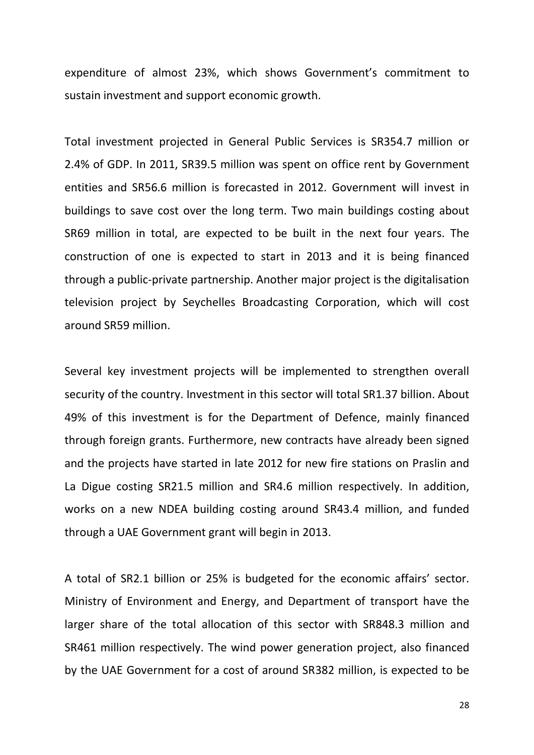expenditure of almost 23%, which shows Government's commitment to sustain investment and support economic growth.

Total investment projected in General Public Services is SR354.7 million or 2.4% of GDP. In 2011, SR39.5 million was spent on office rent by Government entities and SR56.6 million is forecasted in 2012. Government will invest in buildings to save cost over the long term. Two main buildings costing about SR69 million in total, are expected to be built in the next four years. The construction of one is expected to start in 2013 and it is being financed through a public-private partnership. Another major project is the digitalisation television project by Seychelles Broadcasting Corporation, which will cost around SR59 million.

Several key investment projects will be implemented to strengthen overall security of the country. Investment in this sector will total SR1.37 billion. About 49% of this investment is for the Department of Defence, mainly financed through foreign grants. Furthermore, new contracts have already been signed and the projects have started in late 2012 for new fire stations on Praslin and La Digue costing SR21.5 million and SR4.6 million respectively. In addition, works on a new NDEA building costing around SR43.4 million, and funded through a UAE Government grant will begin in 2013.

A total of SR2.1 billion or 25% is budgeted for the economic affairs' sector. Ministry of Environment and Energy, and Department of transport have the larger share of the total allocation of this sector with SR848.3 million and SR461 million respectively. The wind power generation project, also financed by the UAE Government for a cost of around SR382 million, is expected to be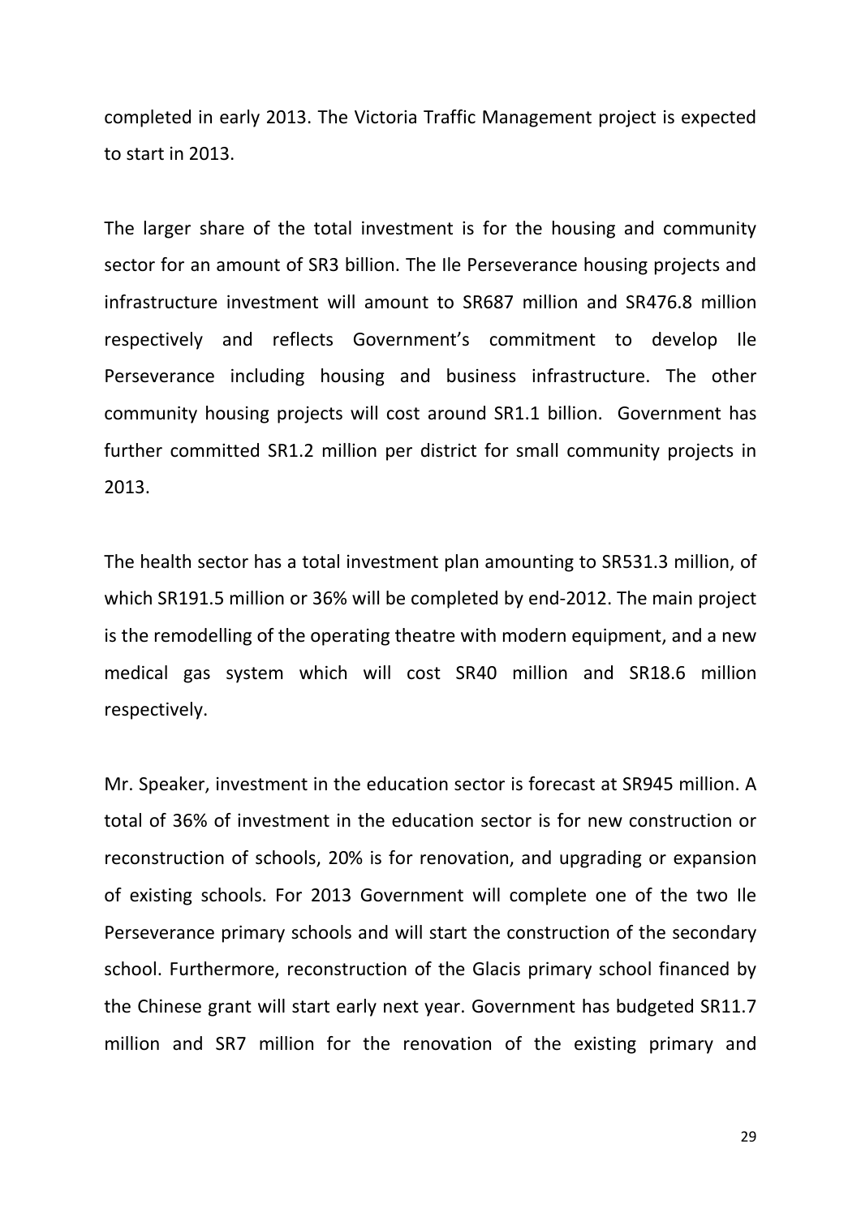completed in early 2013. The Victoria Traffic Management project is expected to start in 2013.

The larger share of the total investment is for the housing and community sector for an amount of SR3 billion. The Ile Perseverance housing projects and infrastructure investment will amount to SR687 million and SR476.8 million respectively and reflects Government's commitment to develop Ile Perseverance including housing and business infrastructure. The other community housing projects will cost around SR1.1 billion. Government has further committed SR1.2 million per district for small community projects in 2013.

The health sector has a total investment plan amounting to SR531.3 million, of which SR191.5 million or 36% will be completed by end-2012. The main project is the remodelling of the operating theatre with modern equipment, and a new medical gas system which will cost SR40 million and SR18.6 million respectively.

Mr. Speaker, investment in the education sector is forecast at SR945 million. A total of 36% of investment in the education sector is for new construction or reconstruction of schools, 20% is for renovation, and upgrading or expansion of existing schools. For 2013 Government will complete one of the two Ile Perseverance primary schools and will start the construction of the secondary school. Furthermore, reconstruction of the Glacis primary school financed by the Chinese grant will start early next year. Government has budgeted SR11.7 million and SR7 million for the renovation of the existing primary and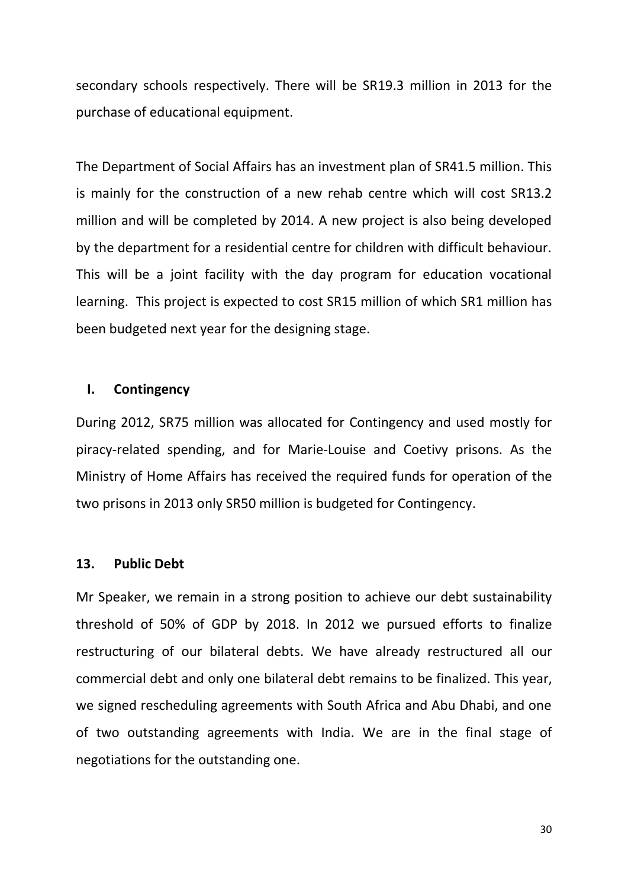secondary schools respectively. There will be SR19.3 million in 2013 for the purchase of educational equipment.

The Department of Social Affairs has an investment plan of SR41.5 million. This is mainly for the construction of a new rehab centre which will cost SR13.2 million and will be completed by 2014. A new project is also being developed by the department for a residential centre for children with difficult behaviour. This will be a joint facility with the day program for education vocational learning. This project is expected to cost SR15 million of which SR1 million has been budgeted next year for the designing stage.

### I. Contingency

During 2012, SR75 million was allocated for Contingency and used mostly for piracy-related spending, and for Marie-Louise and Coetivy prisons. As the Ministry of Home Affairs has received the required funds for operation of the two prisons in 2013 only SR50 million is budgeted for Contingency.

## 13. Public Debt

Mr Speaker, we remain in a strong position to achieve our debt sustainability threshold of 50% of GDP by 2018. In 2012 we pursued efforts to finalize restructuring of our bilateral debts. We have already restructured all our commercial debt and only one bilateral debt remains to be finalized. This year, we signed rescheduling agreements with South Africa and Abu Dhabi, and one of two outstanding agreements with India. We are in the final stage of negotiations for the outstanding one.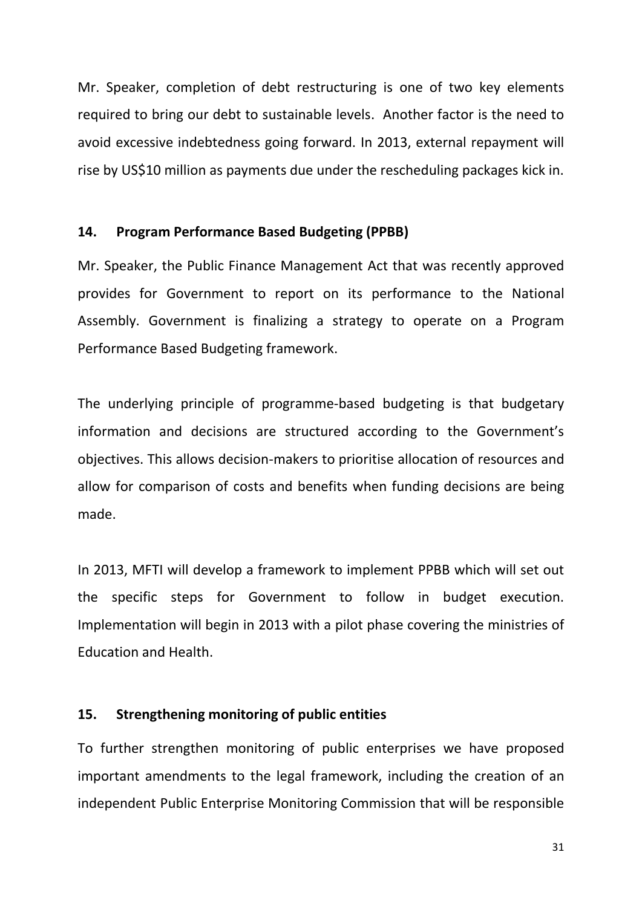Mr. Speaker, completion of debt restructuring is one of two key elements required to bring our debt to sustainable levels. Another factor is the need to avoid excessive indebtedness going forward. In 2013, external repayment will rise by US$10 million as payments due under the rescheduling packages kick in.

## 14. Program Performance Based Budgeting (PPBB)

Mr. Speaker, the Public Finance Management Act that was recently approved provides for Government to report on its performance to the National Assembly. Government is finalizing a strategy to operate on a Program Performance Based Budgeting framework.

The underlying principle of programme-based budgeting is that budgetary information and decisions are structured according to the Government's objectives. This allows decision-makers to prioritise allocation of resources and allow for comparison of costs and benefits when funding decisions are being made.

In 2013, MFTI will develop a framework to implement PPBB which will set out the specific steps for Government to follow in budget execution. Implementation will begin in 2013 with a pilot phase covering the ministries of Education and Health.

## 15. Strengthening monitoring of public entities

To further strengthen monitoring of public enterprises we have proposed important amendments to the legal framework, including the creation of an independent Public Enterprise Monitoring Commission that will be responsible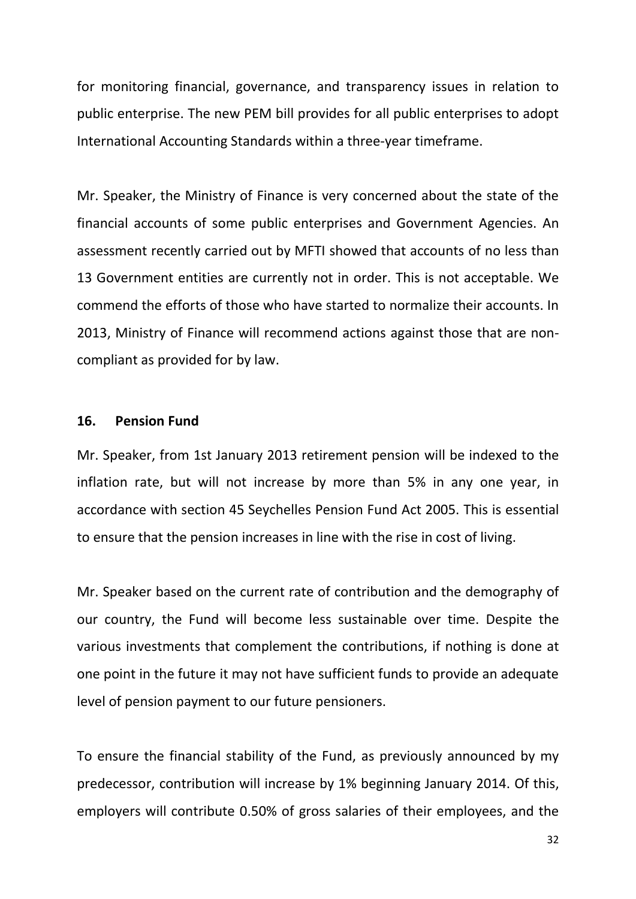for monitoring financial, governance, and transparency issues in relation to public enterprise. The new PEM bill provides for all public enterprises to adopt International Accounting Standards within a three-year timeframe.

Mr. Speaker, the Ministry of Finance is very concerned about the state of the financial accounts of some public enterprises and Government Agencies. An assessment recently carried out by MFTI showed that accounts of no less than 13 Government entities are currently not in order. This is not acceptable. We commend the efforts of those who have started to normalize their accounts. In 2013, Ministry of Finance will recommend actions against those that are non-compliant as provided for by law.

## 16. Pension Fund

Mr. Speaker, from 1st January 2013 retirement pension will be indexed to the inflation rate, but will not increase by more than 5% in any one year, in accordance with section 45 Seychelles Pension Fund Act 2005. This is essential to ensure that the pension increases in line with the rise in cost of living.

Mr. Speaker based on the current rate of contribution and the demography of our country, the Fund will become less sustainable over time. Despite the various investments that complement the contributions, if nothing is done at one point in the future it may not have sufficient funds to provide an adequate level of pension payment to our future pensioners.

To ensure the financial stability of the Fund, as previously announced by my predecessor, contribution will increase by 1% beginning January 2014. Of this, employers will contribute 0.50% of gross salaries of their employees, and the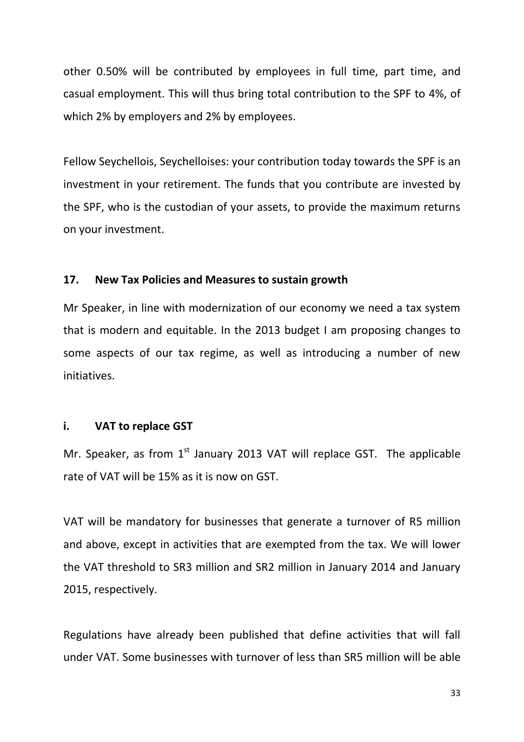other 0.50% will be contributed by employees in full time, part time, and casual employment. This will thus bring total contribution to the SPF to 4%, of which 2% by employers and 2% by employees.

Fellow Seychellois, Seychelloises: your contribution today towards the SPF is an investment in your retirement. The funds that you contribute are invested by the SPF, who is the custodian of your assets, to provide the maximum returns on your investment.

## 17. New Tax Policies and Measures to sustain growth

Mr Speaker, in line with modernization of our economy we need a tax system that is modern and equitable. In the 2013 budget I am proposing changes to some aspects of our tax regime, as well as introducing a number of new initiatives.

### i. VAT to replace GST

Mr. Speaker, as from 1st January 2013 VAT will replace GST. The applicable rate of VAT will be 15% as it is now on GST.

VAT will be mandatory for businesses that generate a turnover of R5 million and above, except in activities that are exempted from the tax. We will lower the VAT threshold to SR3 million and SR2 million in January 2014 and January 2015, respectively.

Regulations have already been published that define activities that will fall under VAT. Some businesses with turnover of less than SR5 million will be able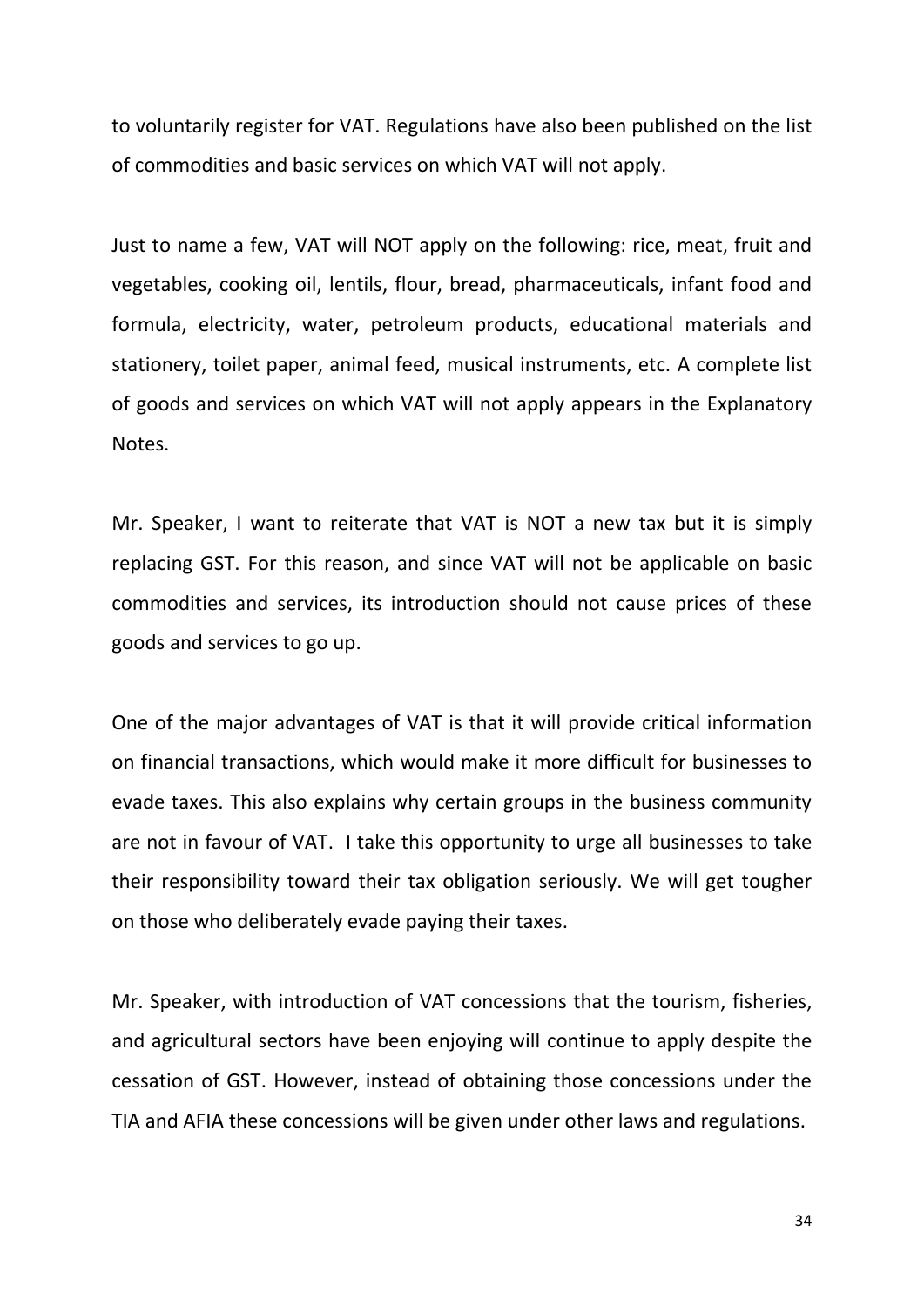to voluntarily register for VAT. Regulations have also been published on the list of commodities and basic services on which VAT will not apply.

Just to name a few, VAT will NOT apply on the following: rice, meat, fruit and vegetables, cooking oil, lentils, flour, bread, pharmaceuticals, infant food and formula, electricity, water, petroleum products, educational materials and stationery, toilet paper, animal feed, musical instruments, etc. A complete list of goods and services on which VAT will not apply appears in the Explanatory Notes.

Mr. Speaker, I want to reiterate that VAT is NOT a new tax but it is simply replacing GST. For this reason, and since VAT will not be applicable on basic commodities and services, its introduction should not cause prices of these goods and services to go up.

One of the major advantages of VAT is that it will provide critical information on financial transactions, which would make it more difficult for businesses to evade taxes. This also explains why certain groups in the business community are not in favour of VAT. I take this opportunity to urge all businesses to take their responsibility toward their tax obligation seriously. We will get tougher on those who deliberately evade paying their taxes.

Mr. Speaker, with introduction of VAT concessions that the tourism, fisheries, and agricultural sectors have been enjoying will continue to apply despite the cessation of GST. However, instead of obtaining those concessions under the TIA and AFIA these concessions will be given under other laws and regulations.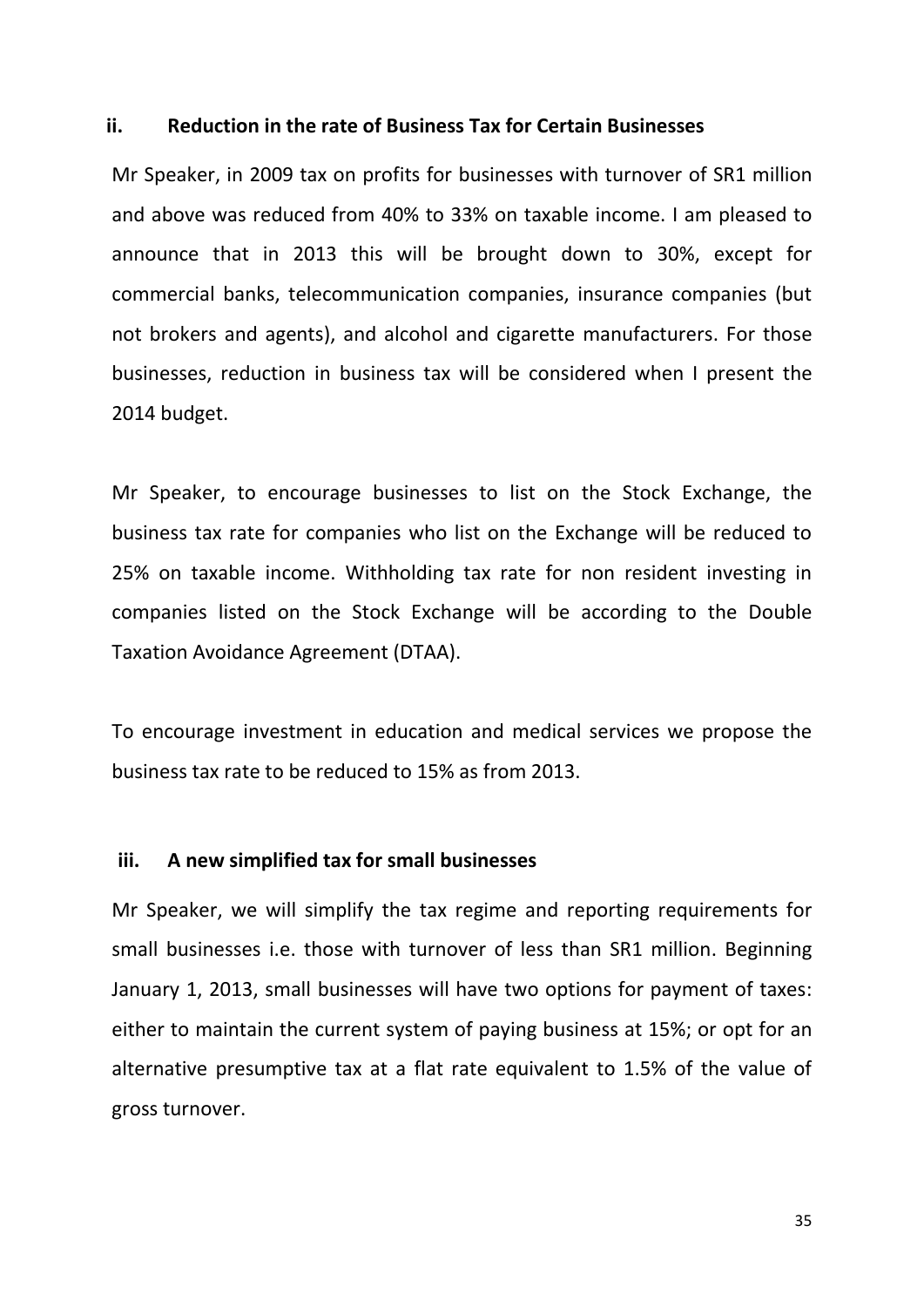### ii. Reduction in the rate of Business Tax for Certain Businesses

Mr Speaker, in 2009 tax on profits for businesses with turnover of SR1 million and above was reduced from 40% to 33% on taxable income. I am pleased to announce that in 2013 this will be brought down to 30%, except for commercial banks, telecommunication companies, insurance companies (but not brokers and agents), and alcohol and cigarette manufacturers. For those businesses, reduction in business tax will be considered when I present the 2014 budget.

Mr Speaker, to encourage businesses to list on the Stock Exchange, the business tax rate for companies who list on the Exchange will be reduced to 25% on taxable income. Withholding tax rate for non resident investing in companies listed on the Stock Exchange will be according to the Double Taxation Avoidance Agreement (DTAA).

To encourage investment in education and medical services we propose the business tax rate to be reduced to 15% as from 2013.

### iii. A new simplified tax for small businesses

Mr Speaker, we will simplify the tax regime and reporting requirements for small businesses i.e. those with turnover of less than SR1 million. Beginning January 1, 2013, small businesses will have two options for payment of taxes: either to maintain the current system of paying business at 15%; or opt for an alternative presumptive tax at a flat rate equivalent to 1.5% of the value of gross turnover.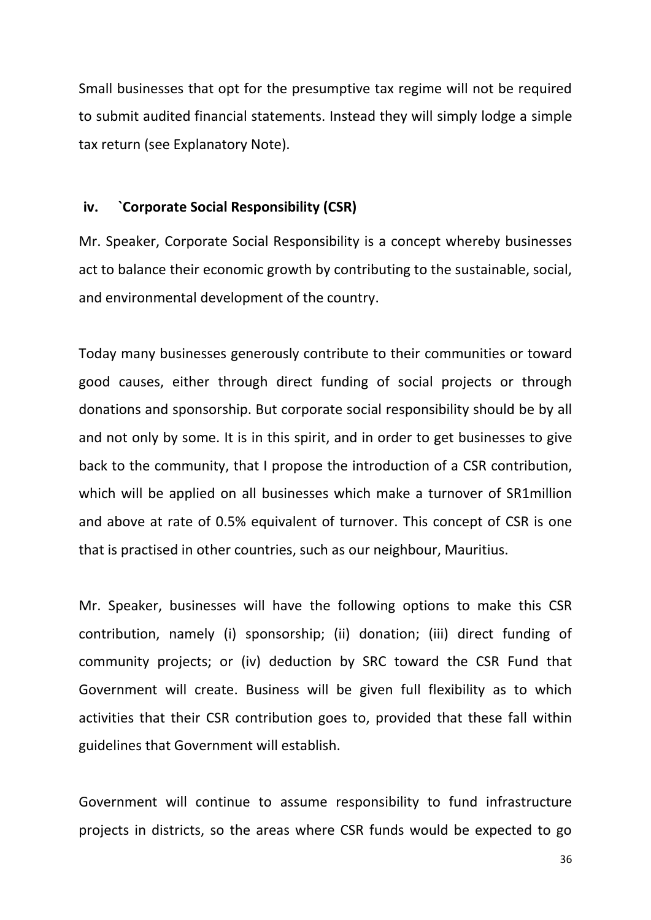Small businesses that opt for the presumptive tax regime will not be required to submit audited financial statements. Instead they will simply lodge a simple tax return (see Explanatory Note).

### iv. `Corporate Social Responsibility (CSR)

Mr. Speaker, Corporate Social Responsibility is a concept whereby businesses act to balance their economic growth by contributing to the sustainable, social, and environmental development of the country.

Today many businesses generously contribute to their communities or toward good causes, either through direct funding of social projects or through donations and sponsorship. But corporate social responsibility should be by all and not only by some. It is in this spirit, and in order to get businesses to give back to the community, that I propose the introduction of a CSR contribution, which will be applied on all businesses which make a turnover of SR1million and above at rate of 0.5% equivalent of turnover. This concept of CSR is one that is practised in other countries, such as our neighbour, Mauritius.

Mr. Speaker, businesses will have the following options to make this CSR contribution, namely (i) sponsorship; (ii) donation; (iii) direct funding of community projects; or (iv) deduction by SRC toward the CSR Fund that Government will create. Business will be given full flexibility as to which activities that their CSR contribution goes to, provided that these fall within guidelines that Government will establish.

Government will continue to assume responsibility to fund infrastructure projects in districts, so the areas where CSR funds would be expected to go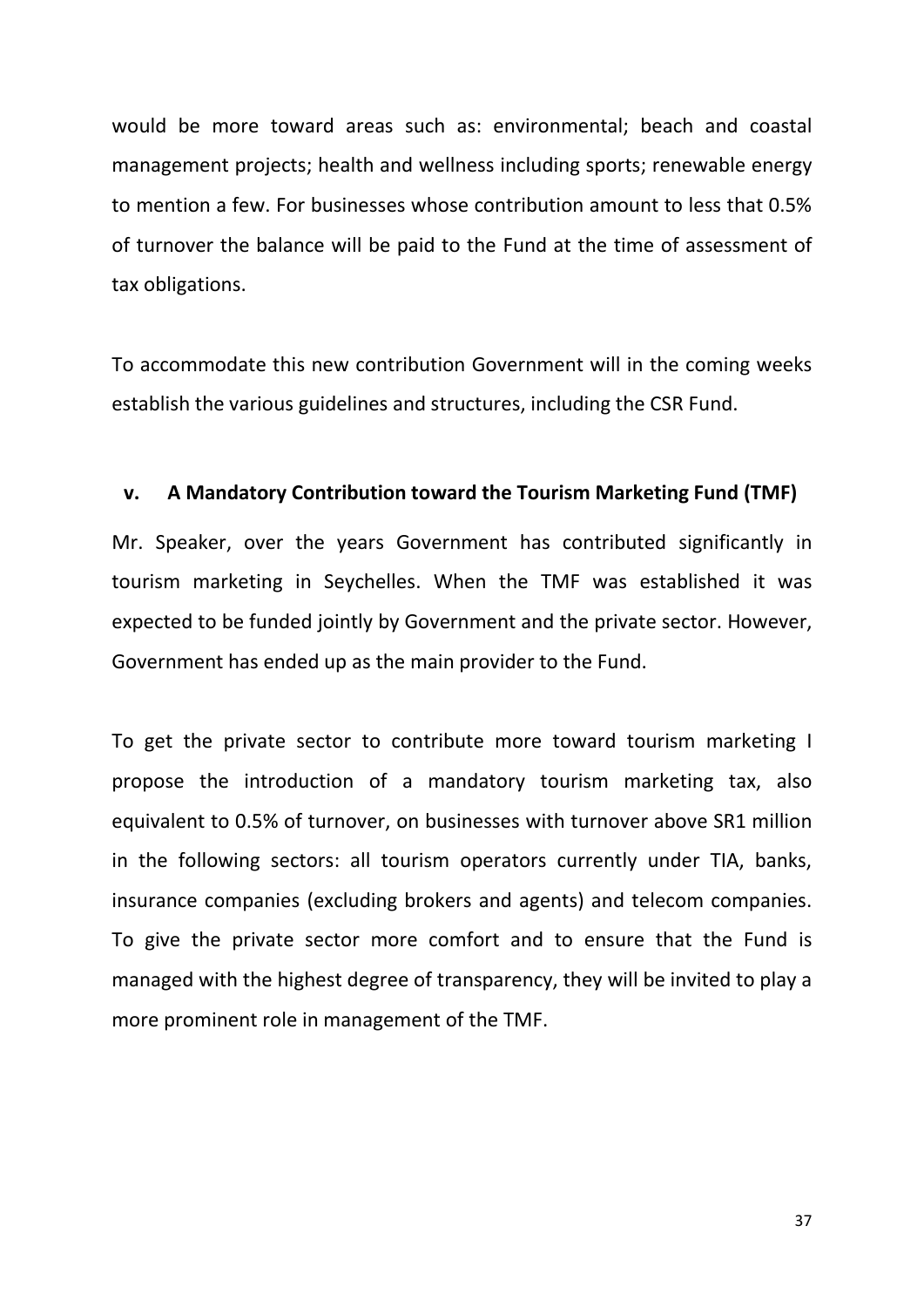would be more toward areas such as: environmental; beach and coastal management projects; health and wellness including sports; renewable energy to mention a few. For businesses whose contribution amount to less that 0.5% of turnover the balance will be paid to the Fund at the time of assessment of tax obligations.

To accommodate this new contribution Government will in the coming weeks establish the various guidelines and structures, including the CSR Fund.

### v. A Mandatory Contribution toward the Tourism Marketing Fund (TMF)

Mr. Speaker, over the years Government has contributed significantly in tourism marketing in Seychelles. When the TMF was established it was expected to be funded jointly by Government and the private sector. However, Government has ended up as the main provider to the Fund.

To get the private sector to contribute more toward tourism marketing I propose the introduction of a mandatory tourism marketing tax, also equivalent to 0.5% of turnover, on businesses with turnover above SR1 million in the following sectors: all tourism operators currently under TIA, banks, insurance companies (excluding brokers and agents) and telecom companies. To give the private sector more comfort and to ensure that the Fund is managed with the highest degree of transparency, they will be invited to play a more prominent role in management of the TMF.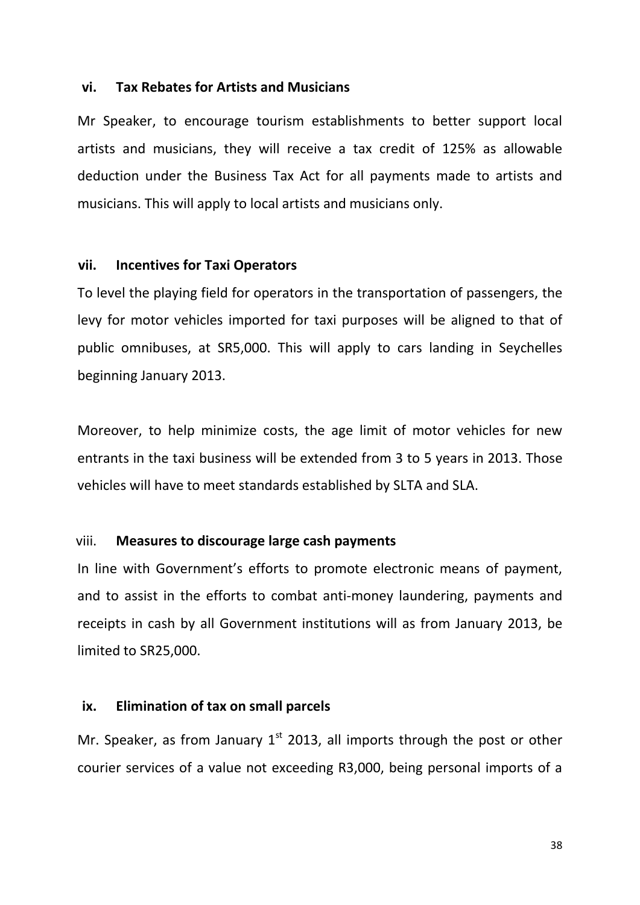### vi. Tax Rebates for Artists and Musicians

Mr Speaker, to encourage tourism establishments to better support local artists and musicians, they will receive a tax credit of 125% as allowable deduction under the Business Tax Act for all payments made to artists and musicians. This will apply to local artists and musicians only.

### vii. Incentives for Taxi Operators

To level the playing field for operators in the transportation of passengers, the levy for motor vehicles imported for taxi purposes will be aligned to that of public omnibuses, at SR5,000. This will apply to cars landing in Seychelles beginning January 2013.

Moreover, to help minimize costs, the age limit of motor vehicles for new entrants in the taxi business will be extended from 3 to 5 years in 2013. Those vehicles will have to meet standards established by SLTA and SLA.

### viii. Measures to discourage large cash payments

In line with Government's efforts to promote electronic means of payment, and to assist in the efforts to combat anti-money laundering, payments and receipts in cash by all Government institutions will as from January 2013, be limited to SR25,000.

### ix. Elimination of tax on small parcels

Mr. Speaker, as from January 1st 2013, all imports through the post or other courier services of a value not exceeding R3,000, being personal imports of a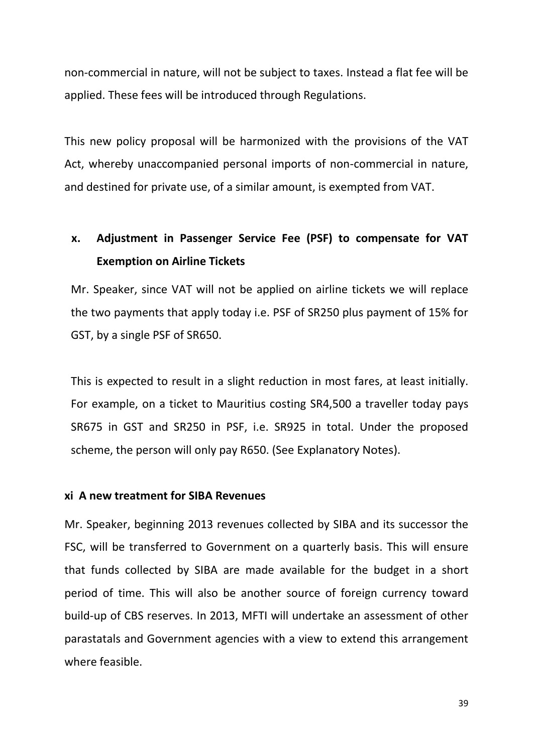non-commercial in nature, will not be subject to taxes. Instead a flat fee will be applied. These fees will be introduced through Regulations.

This new policy proposal will be harmonized with the provisions of the VAT Act, whereby unaccompanied personal imports of non-commercial in nature, and destined for private use, of a similar amount, is exempted from VAT.

### x. Adjustment in Passenger Service Fee (PSF) to compensate for VAT Exemption on Airline Tickets

Mr. Speaker, since VAT will not be applied on airline tickets we will replace the two payments that apply today i.e. PSF of SR250 plus payment of 15% for GST, by a single PSF of SR650.

This is expected to result in a slight reduction in most fares, at least initially. For example, on a ticket to Mauritius costing SR4,500 a traveller today pays SR675 in GST and SR250 in PSF, i.e. SR925 in total. Under the proposed scheme, the person will only pay R650. (See Explanatory Notes).

### xi A new treatment for SIBA Revenues

Mr. Speaker, beginning 2013 revenues collected by SIBA and its successor the FSC, will be transferred to Government on a quarterly basis. This will ensure that funds collected by SIBA are made available for the budget in a short period of time. This will also be another source of foreign currency toward build-up of CBS reserves. In 2013, MFTI will undertake an assessment of other parastatals and Government agencies with a view to extend this arrangement where feasible.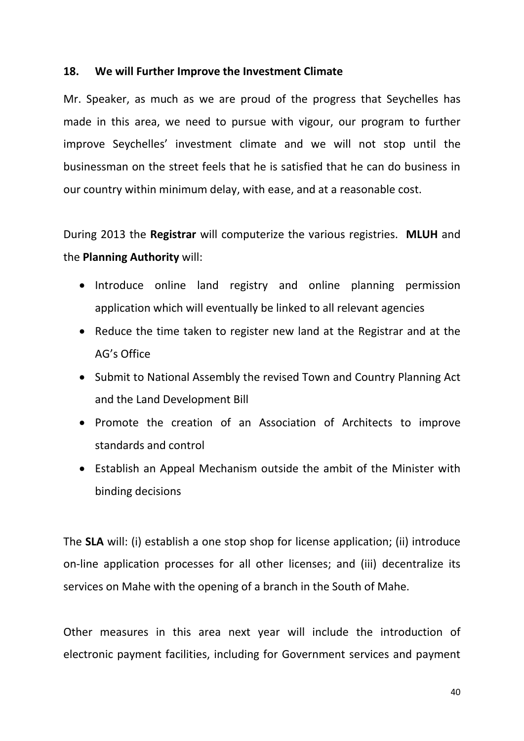## 18. We will Further Improve the Investment Climate

Mr. Speaker, as much as we are proud of the progress that Seychelles has made in this area, we need to pursue with vigour, our program to further improve Seychelles' investment climate and we will not stop until the businessman on the street feels that he is satisfied that he can do business in our country within minimum delay, with ease, and at a reasonable cost.

During 2013 the **Registrar** will computerize the various registries. **MLUH** and the **Planning Authority** will:

- Introduce online land registry and online planning permission application which will eventually be linked to all relevant agencies
- Reduce the time taken to register new land at the Registrar and at the AG's Office
- Submit to National Assembly the revised Town and Country Planning Act and the Land Development Bill
- Promote the creation of an Association of Architects to improve standards and control
- Establish an Appeal Mechanism outside the ambit of the Minister with binding decisions

The **SLA** will: (i) establish a one stop shop for license application; (ii) introduce on-line application processes for all other licenses; and (iii) decentralize its services on Mahe with the opening of a branch in the South of Mahe.

Other measures in this area next year will include the introduction of electronic payment facilities, including for Government services and payment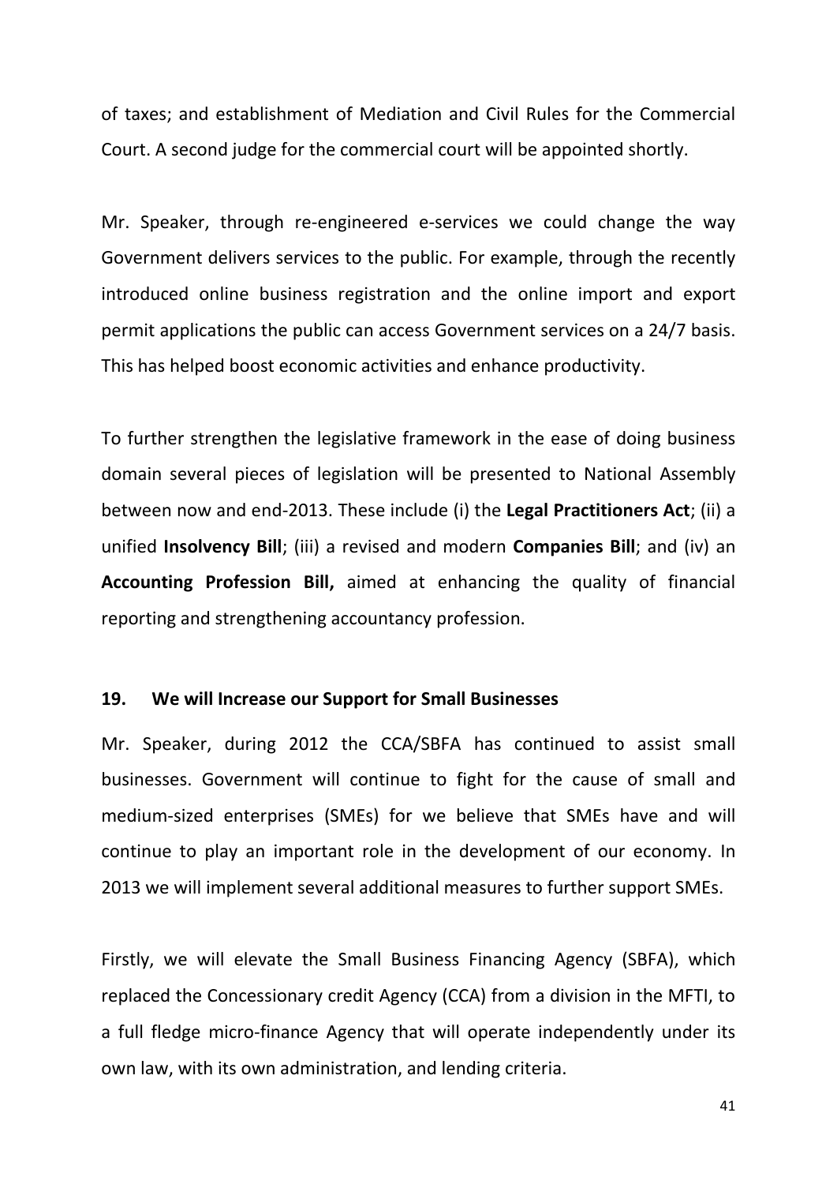of taxes; and establishment of Mediation and Civil Rules for the Commercial Court. A second judge for the commercial court will be appointed shortly.

Mr. Speaker, through re-engineered e-services we could change the way Government delivers services to the public. For example, through the recently introduced online business registration and the online import and export permit applications the public can access Government services on a 24/7 basis. This has helped boost economic activities and enhance productivity.

To further strengthen the legislative framework in the ease of doing business domain several pieces of legislation will be presented to National Assembly between now and end-2013. These include (i) the **Legal Practitioners Act**; (ii) a unified **Insolvency Bill**; (iii) a revised and modern **Companies Bill**; and (iv) an **Accounting Profession Bill,** aimed at enhancing the quality of financial reporting and strengthening accountancy profession.

**19. We will Increase our Support for Small Businesses**

Mr. Speaker, during 2012 the CCA/SBFA has continued to assist small businesses. Government will continue to fight for the cause of small and medium-sized enterprises (SMEs) for we believe that SMEs have and will continue to play an important role in the development of our economy. In 2013 we will implement several additional measures to further support SMEs.

Firstly, we will elevate the Small Business Financing Agency (SBFA), which replaced the Concessionary credit Agency (CCA) from a division in the MFTI, to a full fledge micro-finance Agency that will operate independently under its own law, with its own administration, and lending criteria.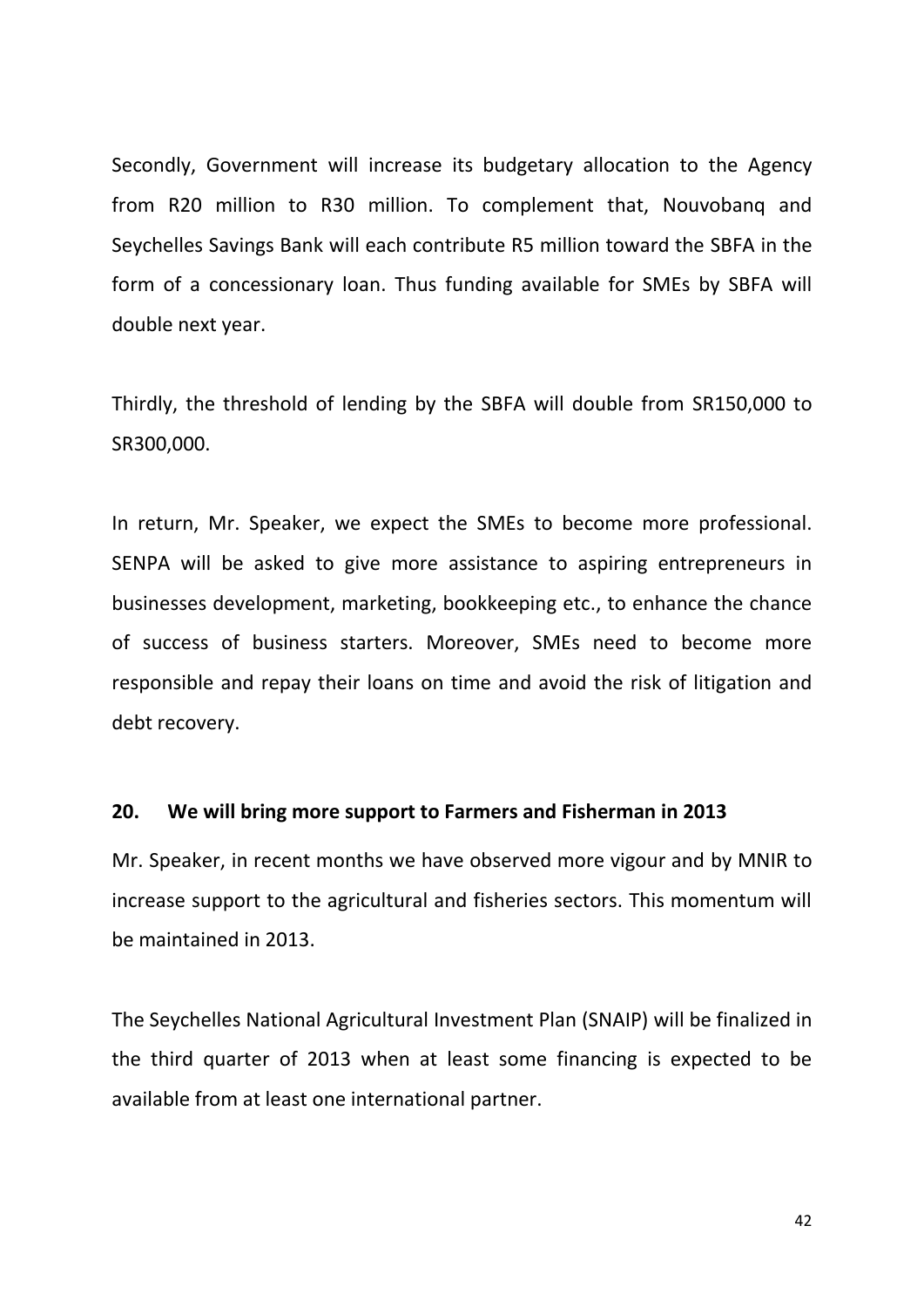Secondly, Government will increase its budgetary allocation to the Agency from R20 million to R30 million. To complement that, Nouvobanq and Seychelles Savings Bank will each contribute R5 million toward the SBFA in the form of a concessionary loan. Thus funding available for SMEs by SBFA will double next year.

Thirdly, the threshold of lending by the SBFA will double from SR150,000 to SR300,000.

In return, Mr. Speaker, we expect the SMEs to become more professional. SENPA will be asked to give more assistance to aspiring entrepreneurs in businesses development, marketing, bookkeeping etc., to enhance the chance of success of business starters. Moreover, SMEs need to become more responsible and repay their loans on time and avoid the risk of litigation and debt recovery.

## 20. We will bring more support to Farmers and Fisherman in 2013

Mr. Speaker, in recent months we have observed more vigour and by MNIR to increase support to the agricultural and fisheries sectors. This momentum will be maintained in 2013.

The Seychelles National Agricultural Investment Plan (SNAIP) will be finalized in the third quarter of 2013 when at least some financing is expected to be available from at least one international partner.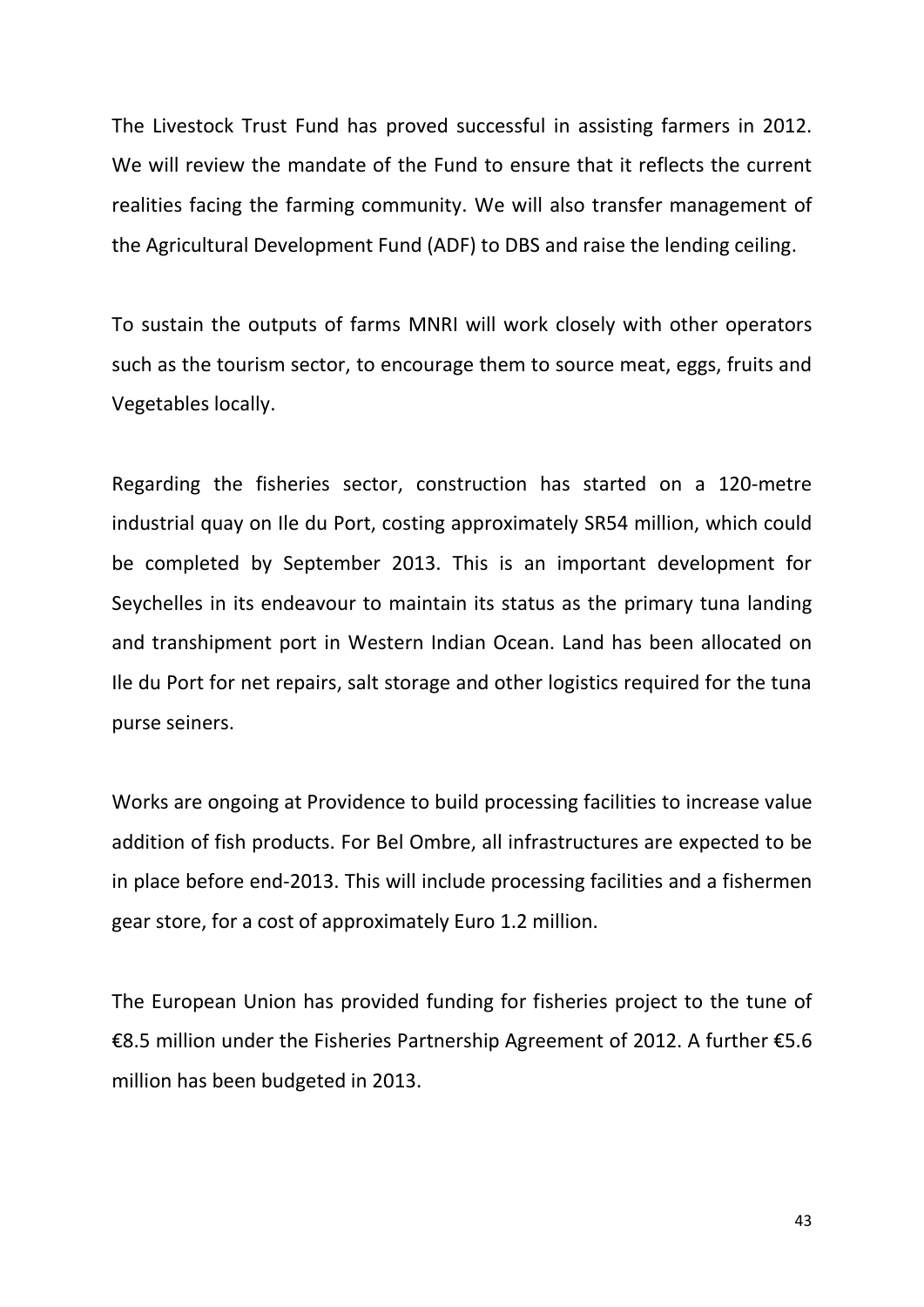The Livestock Trust Fund has proved successful in assisting farmers in 2012. We will review the mandate of the Fund to ensure that it reflects the current realities facing the farming community. We will also transfer management of the Agricultural Development Fund (ADF) to DBS and raise the lending ceiling.

To sustain the outputs of farms MNRI will work closely with other operators such as the tourism sector, to encourage them to source meat, eggs, fruits and Vegetables locally.

Regarding the fisheries sector, construction has started on a 120-metre industrial quay on Ile du Port, costing approximately SR54 million, which could be completed by September 2013. This is an important development for Seychelles in its endeavour to maintain its status as the primary tuna landing and transhipment port in Western Indian Ocean. Land has been allocated on Ile du Port for net repairs, salt storage and other logistics required for the tuna purse seiners.

Works are ongoing at Providence to build processing facilities to increase value addition of fish products. For Bel Ombre, all infrastructures are expected to be in place before end-2013. This will include processing facilities and a fishermen gear store, for a cost of approximately Euro 1.2 million.

The European Union has provided funding for fisheries project to the tune of €8.5 million under the Fisheries Partnership Agreement of 2012. A further €5.6 million has been budgeted in 2013.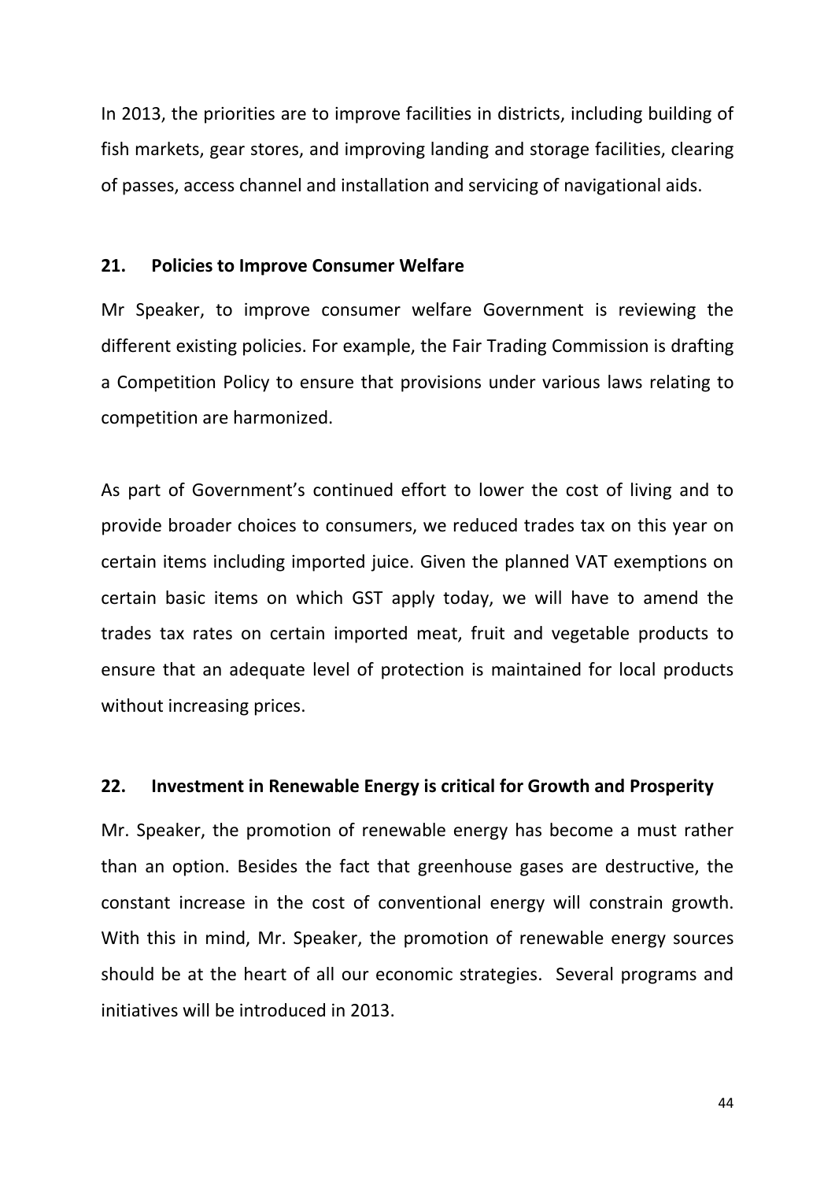In 2013, the priorities are to improve facilities in districts, including building of fish markets, gear stores, and improving landing and storage facilities, clearing of passes, access channel and installation and servicing of navigational aids.

## 21. Policies to Improve Consumer Welfare

Mr Speaker, to improve consumer welfare Government is reviewing the different existing policies. For example, the Fair Trading Commission is drafting a Competition Policy to ensure that provisions under various laws relating to competition are harmonized.

As part of Government's continued effort to lower the cost of living and to provide broader choices to consumers, we reduced trades tax on this year on certain items including imported juice. Given the planned VAT exemptions on certain basic items on which GST apply today, we will have to amend the trades tax rates on certain imported meat, fruit and vegetable products to ensure that an adequate level of protection is maintained for local products without increasing prices.

## 22. Investment in Renewable Energy is critical for Growth and Prosperity

Mr. Speaker, the promotion of renewable energy has become a must rather than an option. Besides the fact that greenhouse gases are destructive, the constant increase in the cost of conventional energy will constrain growth. With this in mind, Mr. Speaker, the promotion of renewable energy sources should be at the heart of all our economic strategies. Several programs and initiatives will be introduced in 2013.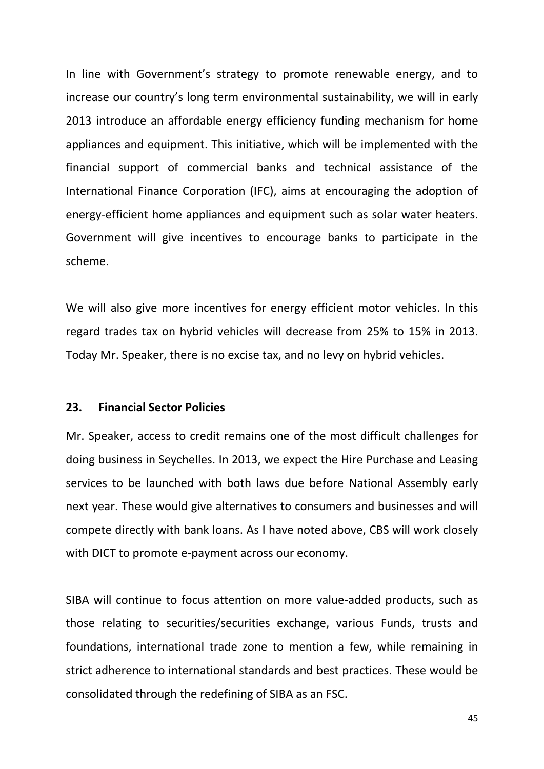In line with Government's strategy to promote renewable energy, and to increase our country's long term environmental sustainability, we will in early 2013 introduce an affordable energy efficiency funding mechanism for home appliances and equipment. This initiative, which will be implemented with the financial support of commercial banks and technical assistance of the International Finance Corporation (IFC), aims at encouraging the adoption of energy-efficient home appliances and equipment such as solar water heaters. Government will give incentives to encourage banks to participate in the scheme.

We will also give more incentives for energy efficient motor vehicles. In this regard trades tax on hybrid vehicles will decrease from 25% to 15% in 2013. Today Mr. Speaker, there is no excise tax, and no levy on hybrid vehicles.

## 23. Financial Sector Policies

Mr. Speaker, access to credit remains one of the most difficult challenges for doing business in Seychelles. In 2013, we expect the Hire Purchase and Leasing services to be launched with both laws due before National Assembly early next year. These would give alternatives to consumers and businesses and will compete directly with bank loans. As I have noted above, CBS will work closely with DICT to promote e-payment across our economy.

SIBA will continue to focus attention on more value-added products, such as those relating to securities/securities exchange, various Funds, trusts and foundations, international trade zone to mention a few, while remaining in strict adherence to international standards and best practices. These would be consolidated through the redefining of SIBA as an FSC.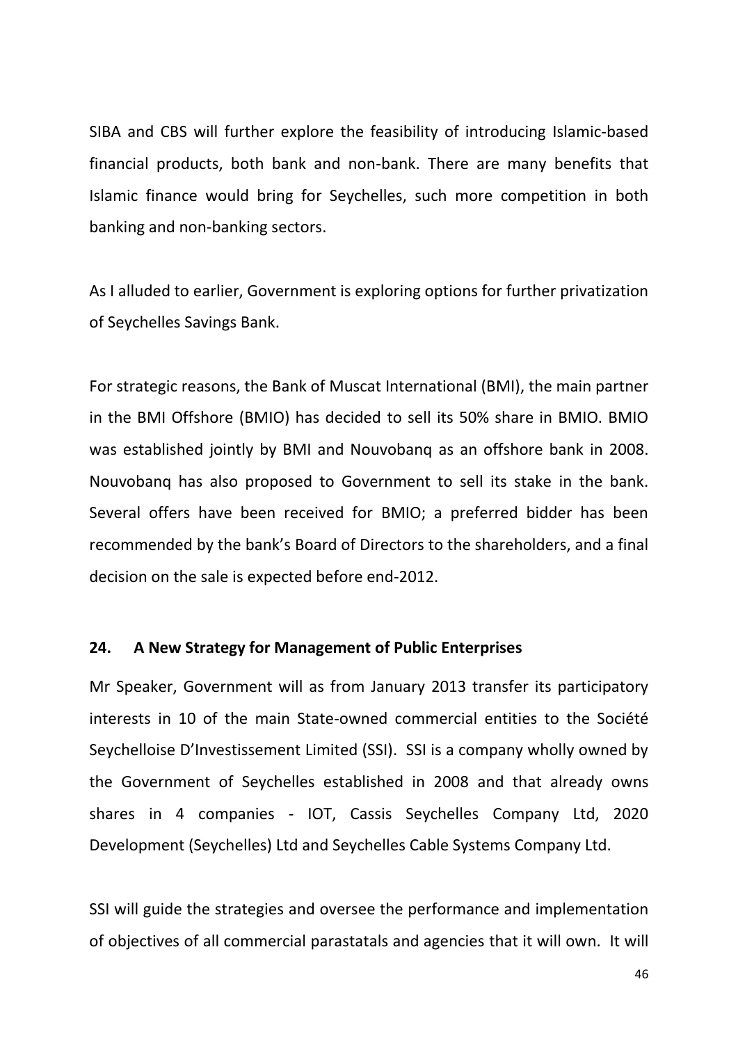SIBA and CBS will further explore the feasibility of introducing Islamic-based financial products, both bank and non-bank. There are many benefits that Islamic finance would bring for Seychelles, such more competition in both banking and non-banking sectors.

As I alluded to earlier, Government is exploring options for further privatization of Seychelles Savings Bank.

For strategic reasons, the Bank of Muscat International (BMI), the main partner in the BMI Offshore (BMIO) has decided to sell its 50% share in BMIO. BMIO was established jointly by BMI and Nouvobanq as an offshore bank in 2008. Nouvobanq has also proposed to Government to sell its stake in the bank. Several offers have been received for BMIO; a preferred bidder has been recommended by the bank's Board of Directors to the shareholders, and a final decision on the sale is expected before end-2012.

## 24. A New Strategy for Management of Public Enterprises

Mr Speaker, Government will as from January 2013 transfer its participatory interests in 10 of the main State-owned commercial entities to the Société Seychelloise D'Investissement Limited (SSI). SSI is a company wholly owned by the Government of Seychelles established in 2008 and that already owns shares in 4 companies - IOT, Cassis Seychelles Company Ltd, 2020 Development (Seychelles) Ltd and Seychelles Cable Systems Company Ltd.

SSI will guide the strategies and oversee the performance and implementation of objectives of all commercial parastatals and agencies that it will own. It will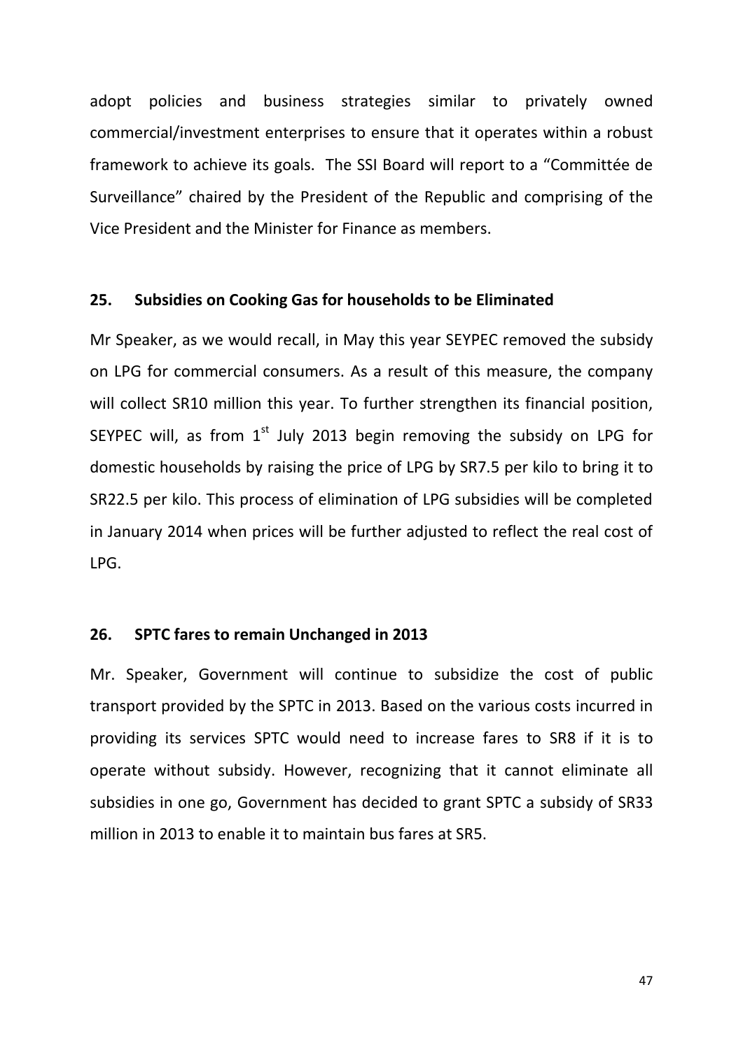adopt policies and business strategies similar to privately owned commercial/investment enterprises to ensure that it operates within a robust framework to achieve its goals. The SSI Board will report to a "Committée de Surveillance" chaired by the President of the Republic and comprising of the Vice President and the Minister for Finance as members.

### 25. Subsidies on Cooking Gas for households to be Eliminated

Mr Speaker, as we would recall, in May this year SEYPEC removed the subsidy on LPG for commercial consumers. As a result of this measure, the company will collect SR10 million this year. To further strengthen its financial position, SEYPEC will, as from 1st July 2013 begin removing the subsidy on LPG for domestic households by raising the price of LPG by SR7.5 per kilo to bring it to SR22.5 per kilo. This process of elimination of LPG subsidies will be completed in January 2014 when prices will be further adjusted to reflect the real cost of LPG.

### 26. SPTC fares to remain Unchanged in 2013

Mr. Speaker, Government will continue to subsidize the cost of public transport provided by the SPTC in 2013. Based on the various costs incurred in providing its services SPTC would need to increase fares to SR8 if it is to operate without subsidy. However, recognizing that it cannot eliminate all subsidies in one go, Government has decided to grant SPTC a subsidy of SR33 million in 2013 to enable it to maintain bus fares at SR5.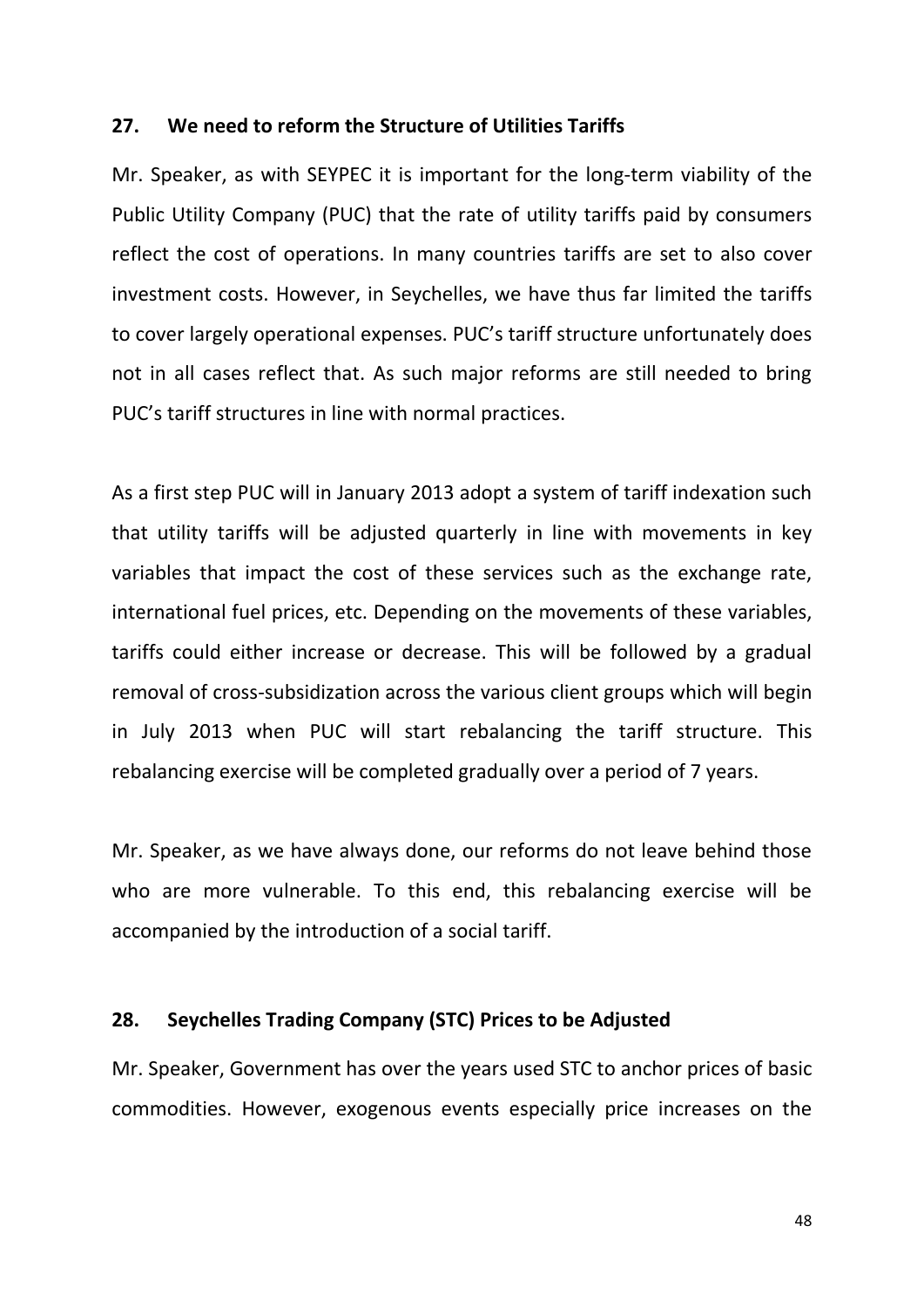## 27. We need to reform the Structure of Utilities Tariffs

Mr. Speaker, as with SEYPEC it is important for the long-term viability of the Public Utility Company (PUC) that the rate of utility tariffs paid by consumers reflect the cost of operations. In many countries tariffs are set to also cover investment costs. However, in Seychelles, we have thus far limited the tariffs to cover largely operational expenses. PUC's tariff structure unfortunately does not in all cases reflect that. As such major reforms are still needed to bring PUC's tariff structures in line with normal practices.

As a first step PUC will in January 2013 adopt a system of tariff indexation such that utility tariffs will be adjusted quarterly in line with movements in key variables that impact the cost of these services such as the exchange rate, international fuel prices, etc. Depending on the movements of these variables, tariffs could either increase or decrease. This will be followed by a gradual removal of cross-subsidization across the various client groups which will begin in July 2013 when PUC will start rebalancing the tariff structure. This rebalancing exercise will be completed gradually over a period of 7 years.

Mr. Speaker, as we have always done, our reforms do not leave behind those who are more vulnerable. To this end, this rebalancing exercise will be accompanied by the introduction of a social tariff.

## 28. Seychelles Trading Company (STC) Prices to be Adjusted

Mr. Speaker, Government has over the years used STC to anchor prices of basic commodities. However, exogenous events especially price increases on the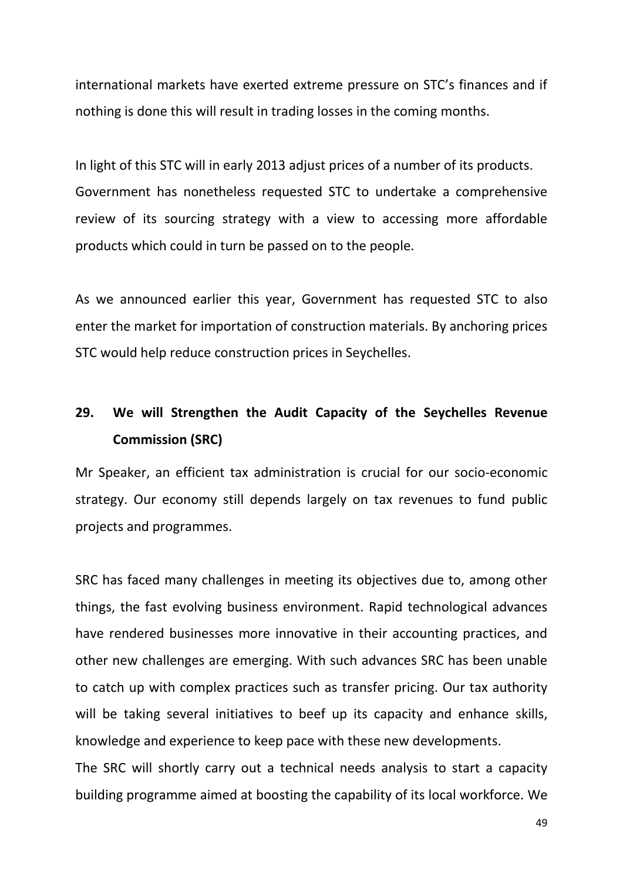international markets have exerted extreme pressure on STC's finances and if nothing is done this will result in trading losses in the coming months.

In light of this STC will in early 2013 adjust prices of a number of its products. Government has nonetheless requested STC to undertake a comprehensive review of its sourcing strategy with a view to accessing more affordable products which could in turn be passed on to the people.

As we announced earlier this year, Government has requested STC to also enter the market for importation of construction materials. By anchoring prices STC would help reduce construction prices in Seychelles.

## 29. We will Strengthen the Audit Capacity of the Seychelles Revenue Commission (SRC)

Mr Speaker, an efficient tax administration is crucial for our socio-economic strategy. Our economy still depends largely on tax revenues to fund public projects and programmes.

SRC has faced many challenges in meeting its objectives due to, among other things, the fast evolving business environment. Rapid technological advances have rendered businesses more innovative in their accounting practices, and other new challenges are emerging. With such advances SRC has been unable to catch up with complex practices such as transfer pricing. Our tax authority will be taking several initiatives to beef up its capacity and enhance skills, knowledge and experience to keep pace with these new developments.

The SRC will shortly carry out a technical needs analysis to start a capacity building programme aimed at boosting the capability of its local workforce. We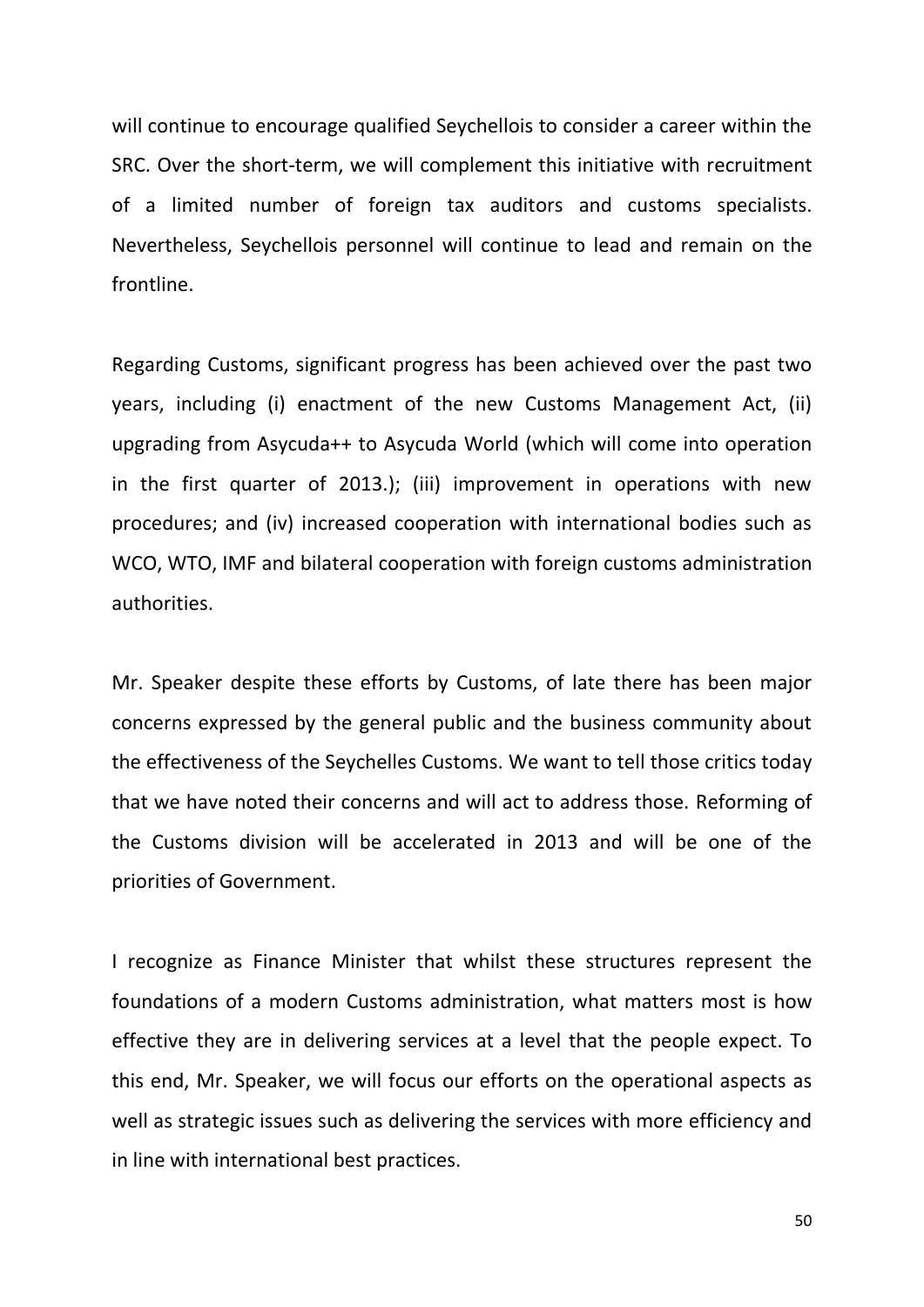will continue to encourage qualified Seychellois to consider a career within the SRC. Over the short-term, we will complement this initiative with recruitment of a limited number of foreign tax auditors and customs specialists. Nevertheless, Seychellois personnel will continue to lead and remain on the frontline.

Regarding Customs, significant progress has been achieved over the past two years, including (i) enactment of the new Customs Management Act, (ii) upgrading from Asycuda++ to Asycuda World (which will come into operation in the first quarter of 2013.); (iii) improvement in operations with new procedures; and (iv) increased cooperation with international bodies such as WCO, WTO, IMF and bilateral cooperation with foreign customs administration authorities.

Mr. Speaker despite these efforts by Customs, of late there has been major concerns expressed by the general public and the business community about the effectiveness of the Seychelles Customs. We want to tell those critics today that we have noted their concerns and will act to address those. Reforming of the Customs division will be accelerated in 2013 and will be one of the priorities of Government.

I recognize as Finance Minister that whilst these structures represent the foundations of a modern Customs administration, what matters most is how effective they are in delivering services at a level that the people expect. To this end, Mr. Speaker, we will focus our efforts on the operational aspects as well as strategic issues such as delivering the services with more efficiency and in line with international best practices.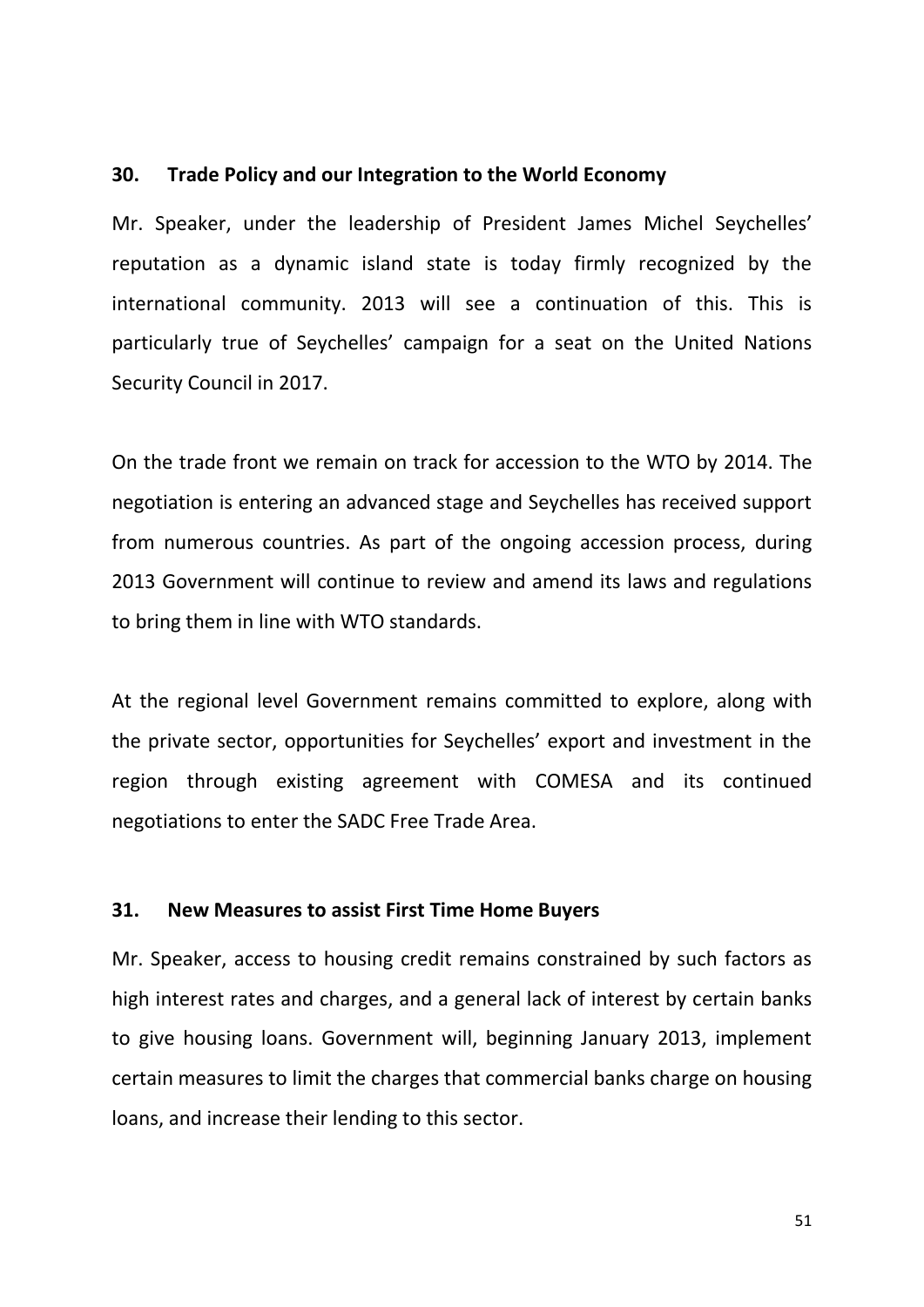## 30. Trade Policy and our Integration to the World Economy

Mr. Speaker, under the leadership of President James Michel Seychelles' reputation as a dynamic island state is today firmly recognized by the international community. 2013 will see a continuation of this. This is particularly true of Seychelles' campaign for a seat on the United Nations Security Council in 2017.

On the trade front we remain on track for accession to the WTO by 2014. The negotiation is entering an advanced stage and Seychelles has received support from numerous countries. As part of the ongoing accession process, during 2013 Government will continue to review and amend its laws and regulations to bring them in line with WTO standards.

At the regional level Government remains committed to explore, along with the private sector, opportunities for Seychelles' export and investment in the region through existing agreement with COMESA and its continued negotiations to enter the SADC Free Trade Area.

## 31. New Measures to assist First Time Home Buyers

Mr. Speaker, access to housing credit remains constrained by such factors as high interest rates and charges, and a general lack of interest by certain banks to give housing loans. Government will, beginning January 2013, implement certain measures to limit the charges that commercial banks charge on housing loans, and increase their lending to this sector.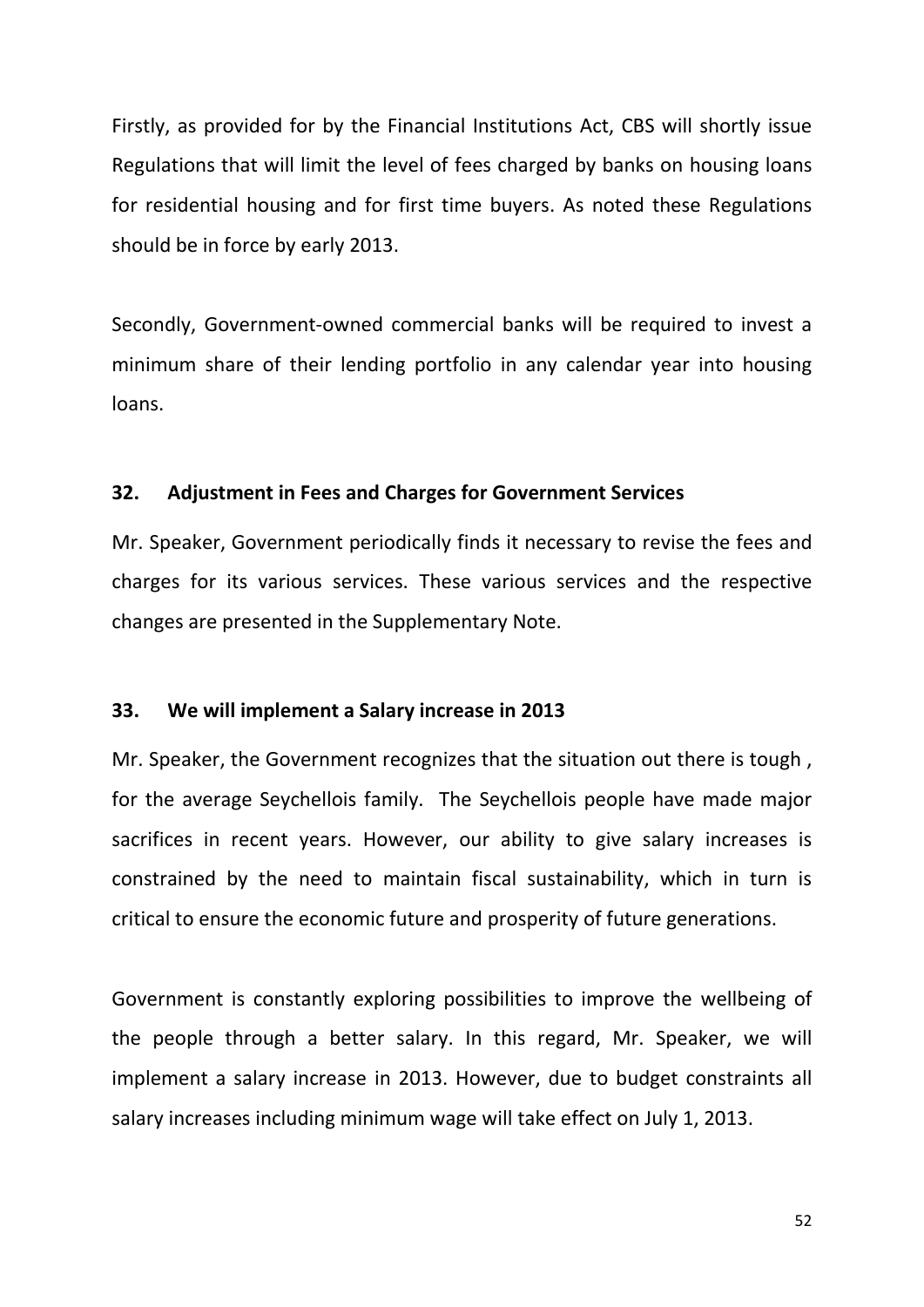Firstly, as provided for by the Financial Institutions Act, CBS will shortly issue Regulations that will limit the level of fees charged by banks on housing loans for residential housing and for first time buyers. As noted these Regulations should be in force by early 2013.

Secondly, Government-owned commercial banks will be required to invest a minimum share of their lending portfolio in any calendar year into housing loans.

### 32. Adjustment in Fees and Charges for Government Services

Mr. Speaker, Government periodically finds it necessary to revise the fees and charges for its various services. These various services and the respective changes are presented in the Supplementary Note.

### 33. We will implement a Salary increase in 2013

Mr. Speaker, the Government recognizes that the situation out there is tough , for the average Seychellois family. The Seychellois people have made major sacrifices in recent years. However, our ability to give salary increases is constrained by the need to maintain fiscal sustainability, which in turn is critical to ensure the economic future and prosperity of future generations.

Government is constantly exploring possibilities to improve the wellbeing of the people through a better salary. In this regard, Mr. Speaker, we will implement a salary increase in 2013. However, due to budget constraints all salary increases including minimum wage will take effect on July 1, 2013.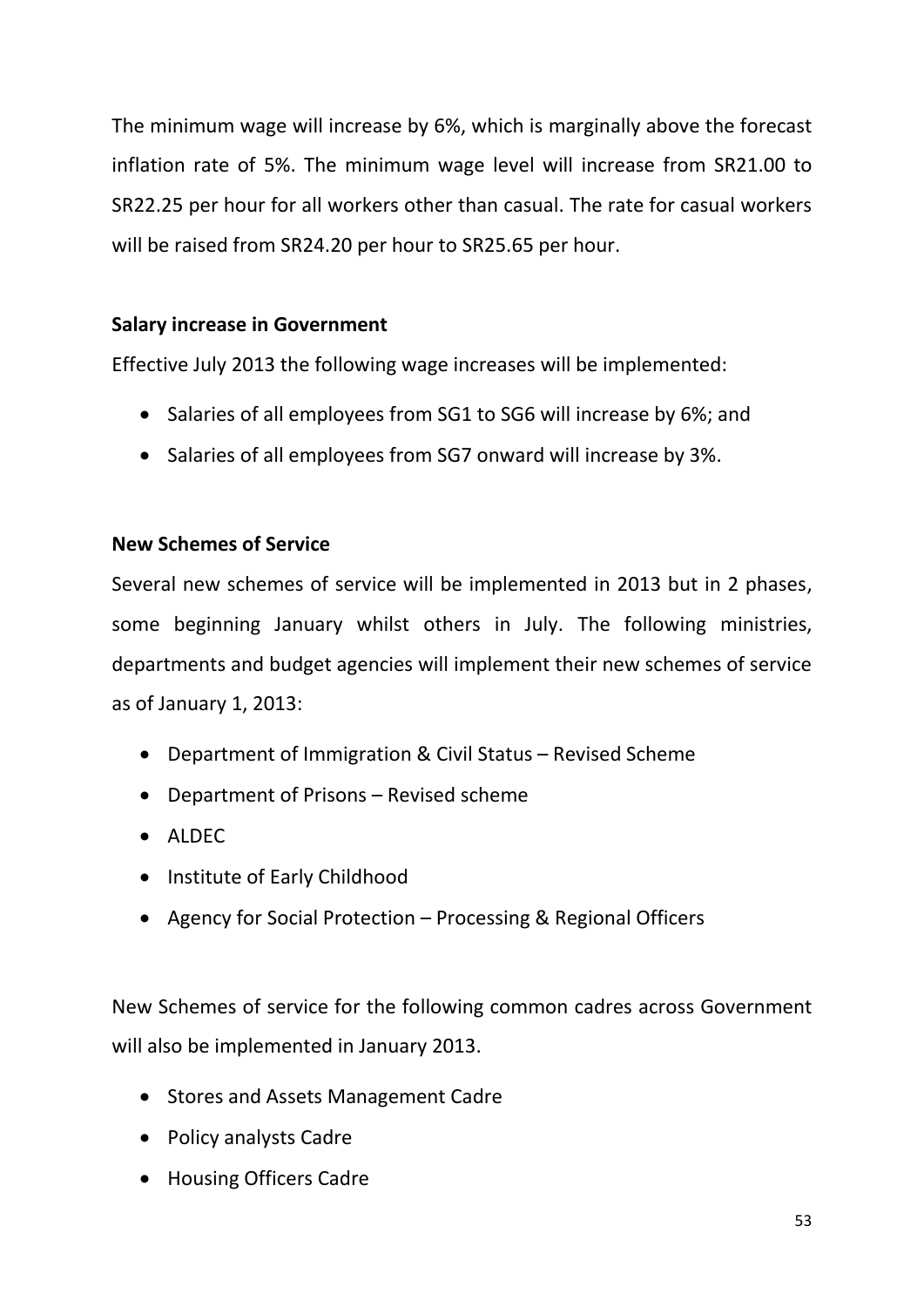The minimum wage will increase by 6%, which is marginally above the forecast inflation rate of 5%. The minimum wage level will increase from SR21.00 to SR22.25 per hour for all workers other than casual. The rate for casual workers will be raised from SR24.20 per hour to SR25.65 per hour.

**Salary increase in Government**

Effective July 2013 the following wage increases will be implemented:

- Salaries of all employees from SG1 to SG6 will increase by 6%; and
- Salaries of all employees from SG7 onward will increase by 3%.

**New Schemes of Service**

Several new schemes of service will be implemented in 2013 but in 2 phases, some beginning January whilst others in July. The following ministries, departments and budget agencies will implement their new schemes of service as of January 1, 2013:

- Department of Immigration & Civil Status – Revised Scheme
- Department of Prisons – Revised scheme
- ALDEC
- Institute of Early Childhood
- Agency for Social Protection – Processing & Regional Officers

New Schemes of service for the following common cadres across Government will also be implemented in January 2013.

- Stores and Assets Management Cadre
- Policy analysts Cadre
- Housing Officers Cadre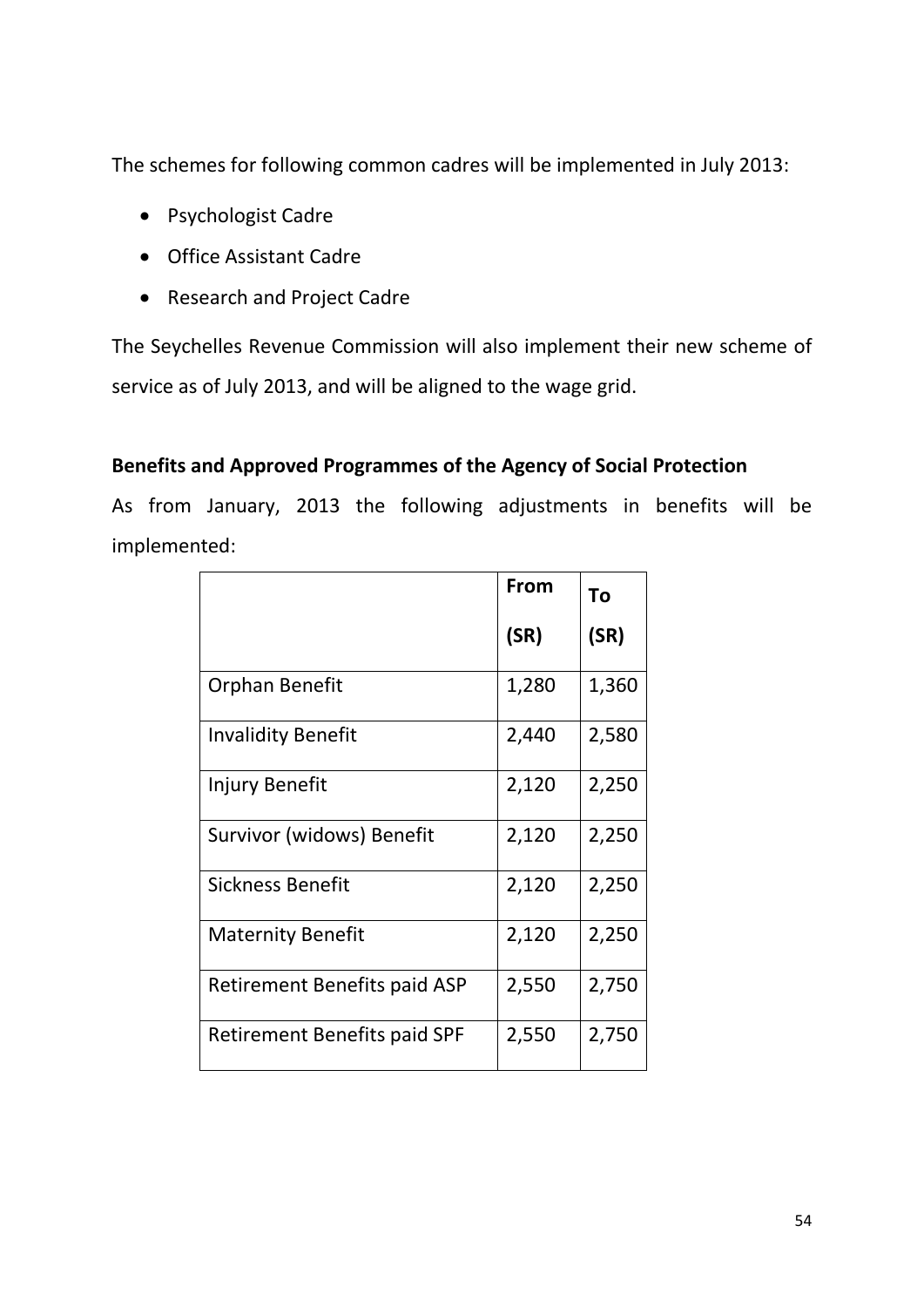The schemes for following common cadres will be implemented in July 2013:

- Psychologist Cadre
- Office Assistant Cadre
- Research and Project Cadre

The Seychelles Revenue Commission will also implement their new scheme of service as of July 2013, and will be aligned to the wage grid.

**Benefits and Approved Programmes of the Agency of Social Protection**

As from January, 2013 the following adjustments in benefits will be implemented:

| | **From (SR)** | **To (SR)** |
|---|---|---|
| Orphan Benefit | 1,280 | 1,360 |
| Invalidity Benefit | 2,440 | 2,580 |
| Injury Benefit | 2,120 | 2,250 |
| Survivor (widows) Benefit | 2,120 | 2,250 |
| Sickness Benefit | 2,120 | 2,250 |
| Maternity Benefit | 2,120 | 2,250 |
| Retirement Benefits paid ASP | 2,550 | 2,750 |
| Retirement Benefits paid SPF | 2,550 | 2,750 |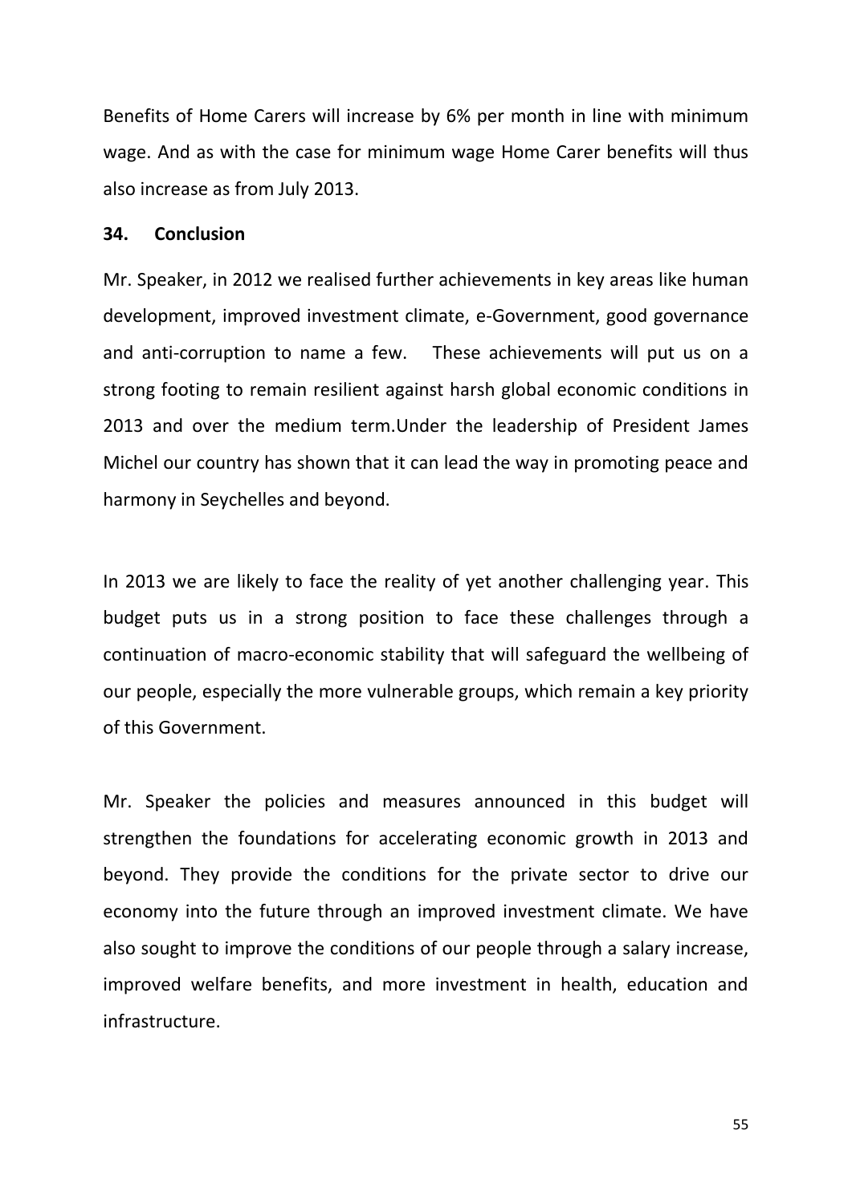Benefits of Home Carers will increase by 6% per month in line with minimum wage. And as with the case for minimum wage Home Carer benefits will thus also increase as from July 2013.

## 34. Conclusion

Mr. Speaker, in 2012 we realised further achievements in key areas like human development, improved investment climate, e-Government, good governance and anti-corruption to name a few. These achievements will put us on a strong footing to remain resilient against harsh global economic conditions in 2013 and over the medium term.Under the leadership of President James Michel our country has shown that it can lead the way in promoting peace and harmony in Seychelles and beyond.

In 2013 we are likely to face the reality of yet another challenging year. This budget puts us in a strong position to face these challenges through a continuation of macro-economic stability that will safeguard the wellbeing of our people, especially the more vulnerable groups, which remain a key priority of this Government.

Mr. Speaker the policies and measures announced in this budget will strengthen the foundations for accelerating economic growth in 2013 and beyond. They provide the conditions for the private sector to drive our economy into the future through an improved investment climate. We have also sought to improve the conditions of our people through a salary increase, improved welfare benefits, and more investment in health, education and infrastructure.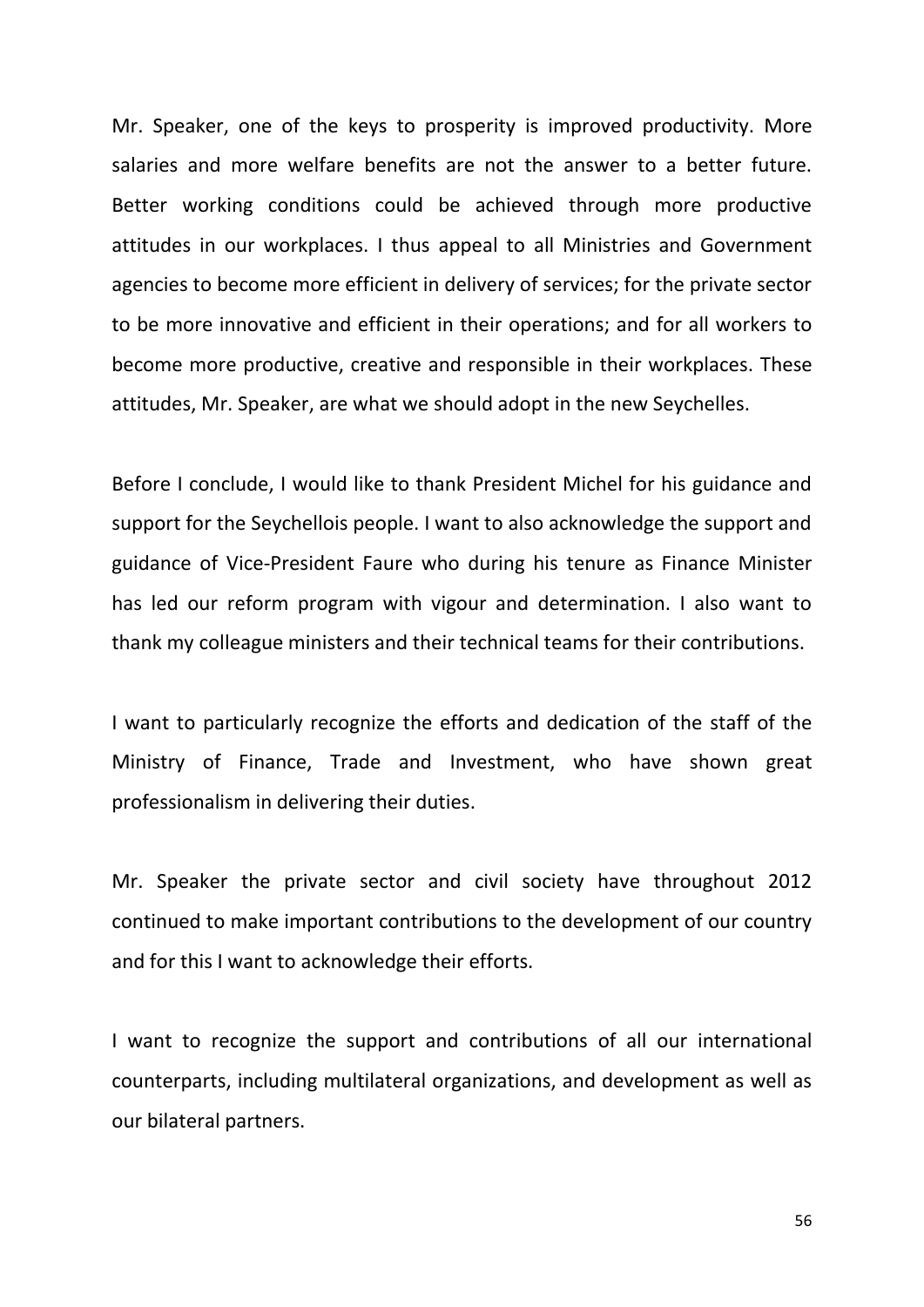Mr. Speaker, one of the keys to prosperity is improved productivity. More salaries and more welfare benefits are not the answer to a better future. Better working conditions could be achieved through more productive attitudes in our workplaces. I thus appeal to all Ministries and Government agencies to become more efficient in delivery of services; for the private sector to be more innovative and efficient in their operations; and for all workers to become more productive, creative and responsible in their workplaces. These attitudes, Mr. Speaker, are what we should adopt in the new Seychelles.

Before I conclude, I would like to thank President Michel for his guidance and support for the Seychellois people. I want to also acknowledge the support and guidance of Vice-President Faure who during his tenure as Finance Minister has led our reform program with vigour and determination. I also want to thank my colleague ministers and their technical teams for their contributions.

I want to particularly recognize the efforts and dedication of the staff of the Ministry of Finance, Trade and Investment, who have shown great professionalism in delivering their duties.

Mr. Speaker the private sector and civil society have throughout 2012 continued to make important contributions to the development of our country and for this I want to acknowledge their efforts.

I want to recognize the support and contributions of all our international counterparts, including multilateral organizations, and development as well as our bilateral partners.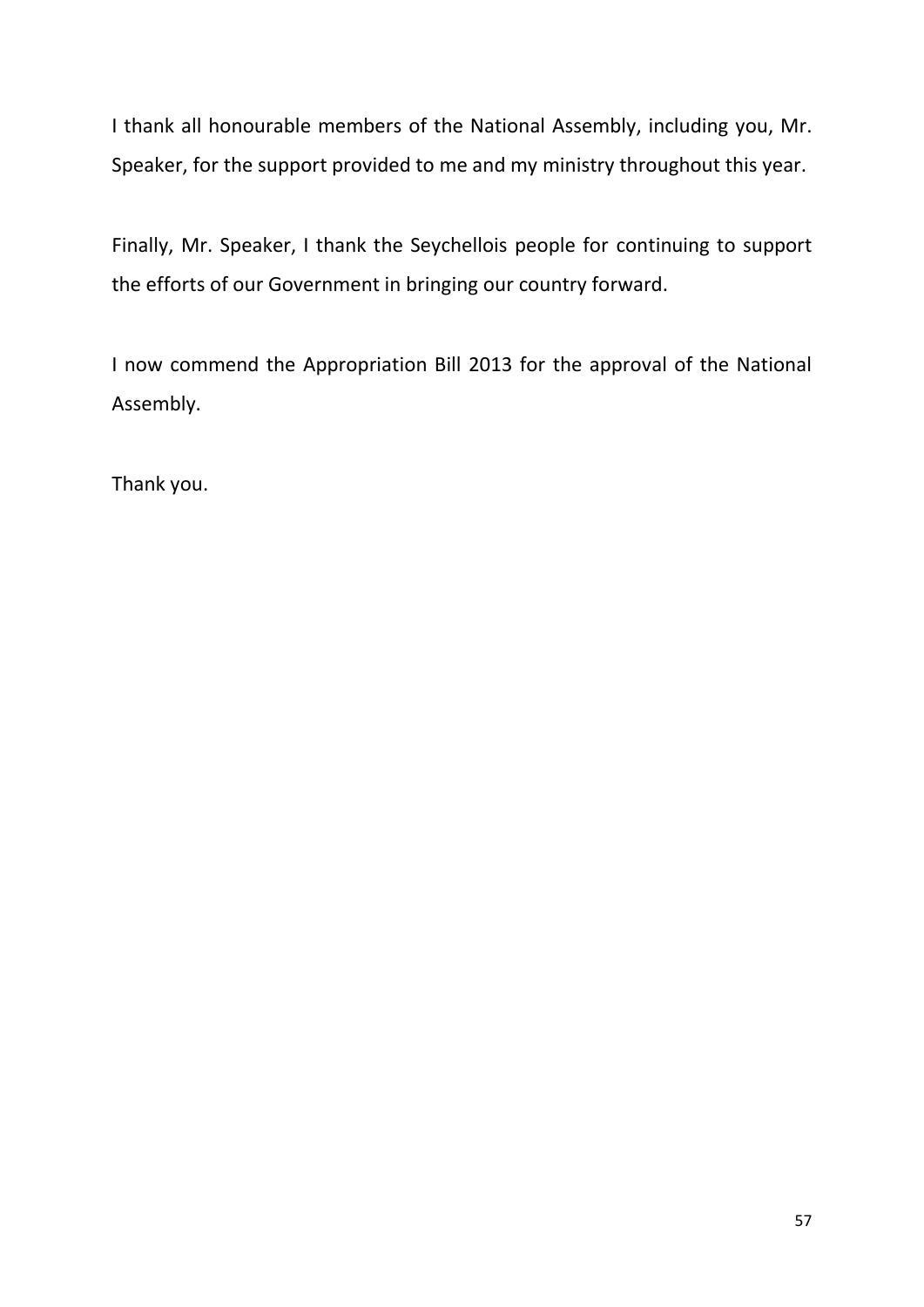I thank all honourable members of the National Assembly, including you, Mr. Speaker, for the support provided to me and my ministry throughout this year.

Finally, Mr. Speaker, I thank the Seychellois people for continuing to support the efforts of our Government in bringing our country forward.

I now commend the Appropriation Bill 2013 for the approval of the National Assembly.

Thank you.